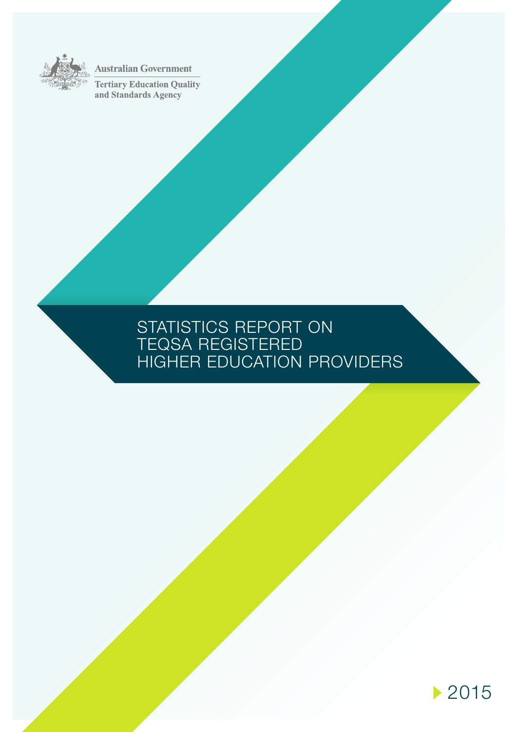Australian Government

Tertiary Education Quality and Standards Agency

# STATISTICS REPORT ON TEQSA REGISTERED HIGHER EDUCATION PROVIDERS

2015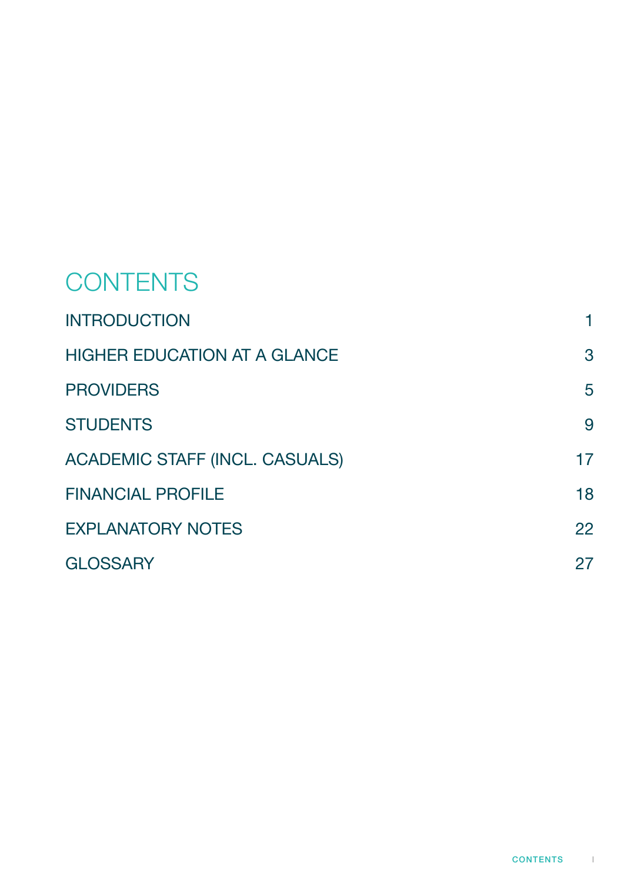# CONTENTS

| | |
|---|---|
| INTRODUCTION | 1 |
| HIGHER EDUCATION AT A GLANCE | 3 |
| PROVIDERS | 5 |
| STUDENTS | 9 |
| ACADEMIC STAFF (INCL. CASUALS) | 17 |
| FINANCIAL PROFILE | 18 |
| EXPLANATORY NOTES | 22 |
| GLOSSARY | 27 |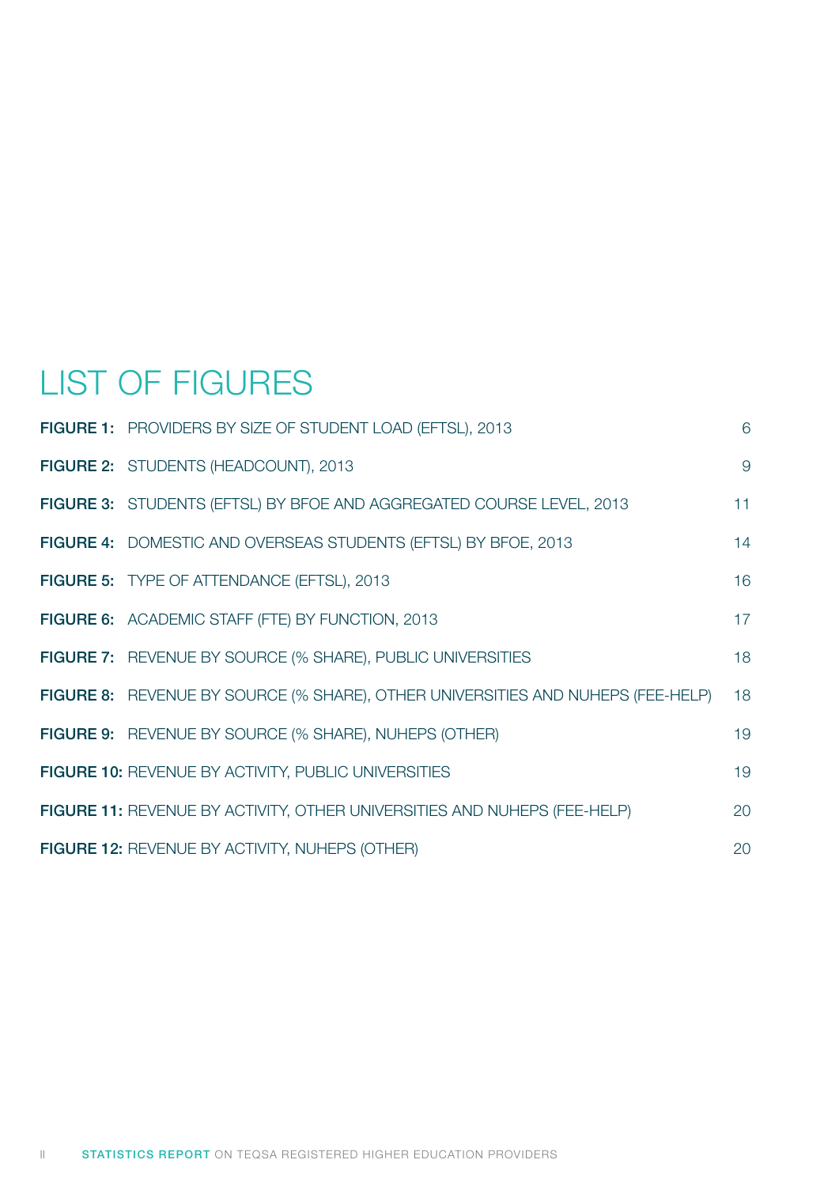# LIST OF FIGURES

| | | |
|---|---|---|
| **FIGURE 1:** | PROVIDERS BY SIZE OF STUDENT LOAD (EFTSL), 2013 | 6 |
| **FIGURE 2:** | STUDENTS (HEADCOUNT), 2013 | 9 |
| **FIGURE 3:** | STUDENTS (EFTSL) BY BFOE AND AGGREGATED COURSE LEVEL, 2013 | 11 |
| **FIGURE 4:** | DOMESTIC AND OVERSEAS STUDENTS (EFTSL) BY BFOE, 2013 | 14 |
| **FIGURE 5:** | TYPE OF ATTENDANCE (EFTSL), 2013 | 16 |
| **FIGURE 6:** | ACADEMIC STAFF (FTE) BY FUNCTION, 2013 | 17 |
| **FIGURE 7:** | REVENUE BY SOURCE (% SHARE), PUBLIC UNIVERSITIES | 18 |
| **FIGURE 8:** | REVENUE BY SOURCE (% SHARE), OTHER UNIVERSITIES AND NUHEPS (FEE-HELP) | 18 |
| **FIGURE 9:** | REVENUE BY SOURCE (% SHARE), NUHEPS (OTHER) | 19 |
| **FIGURE 10:** | REVENUE BY ACTIVITY, PUBLIC UNIVERSITIES | 19 |
| **FIGURE 11:** | REVENUE BY ACTIVITY, OTHER UNIVERSITIES AND NUHEPS (FEE-HELP) | 20 |
| **FIGURE 12:** | REVENUE BY ACTIVITY, NUHEPS (OTHER) | 20 |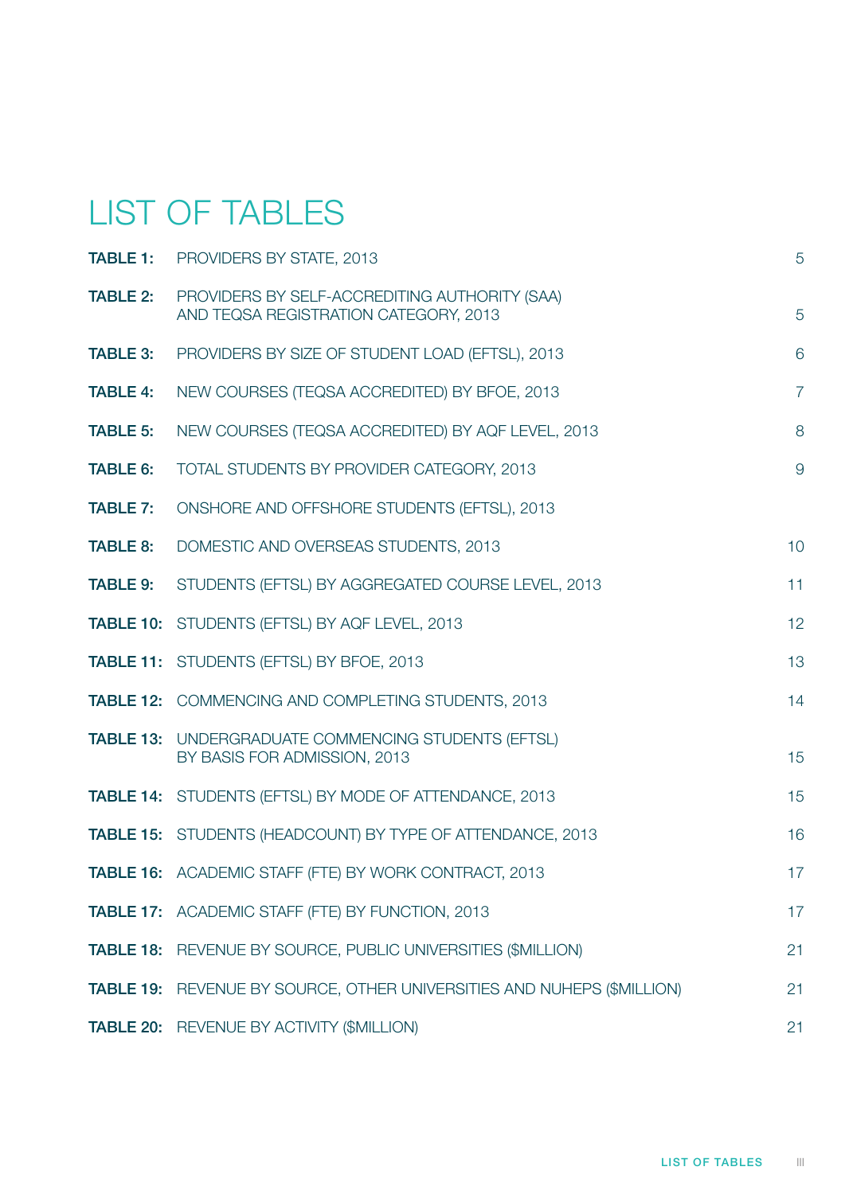# LIST OF TABLES

| | | |
|---|---|---|
| **TABLE 1:** | PROVIDERS BY STATE, 2013 | 5 |
| **TABLE 2:** | PROVIDERS BY SELF-ACCREDITING AUTHORITY (SAA) AND TEQSA REGISTRATION CATEGORY, 2013 | 5 |
| **TABLE 3:** | PROVIDERS BY SIZE OF STUDENT LOAD (EFTSL), 2013 | 6 |
| **TABLE 4:** | NEW COURSES (TEQSA ACCREDITED) BY BFOE, 2013 | 7 |
| **TABLE 5:** | NEW COURSES (TEQSA ACCREDITED) BY AQF LEVEL, 2013 | 8 |
| **TABLE 6:** | TOTAL STUDENTS BY PROVIDER CATEGORY, 2013 | 9 |
| **TABLE 7:** | ONSHORE AND OFFSHORE STUDENTS (EFTSL), 2013 | |
| **TABLE 8:** | DOMESTIC AND OVERSEAS STUDENTS, 2013 | 10 |
| **TABLE 9:** | STUDENTS (EFTSL) BY AGGREGATED COURSE LEVEL, 2013 | 11 |
| **TABLE 10:** | STUDENTS (EFTSL) BY AQF LEVEL, 2013 | 12 |
| **TABLE 11:** | STUDENTS (EFTSL) BY BFOE, 2013 | 13 |
| **TABLE 12:** | COMMENCING AND COMPLETING STUDENTS, 2013 | 14 |
| **TABLE 13:** | UNDERGRADUATE COMMENCING STUDENTS (EFTSL) BY BASIS FOR ADMISSION, 2013 | 15 |
| **TABLE 14:** | STUDENTS (EFTSL) BY MODE OF ATTENDANCE, 2013 | 15 |
| **TABLE 15:** | STUDENTS (HEADCOUNT) BY TYPE OF ATTENDANCE, 2013 | 16 |
| **TABLE 16:** | ACADEMIC STAFF (FTE) BY WORK CONTRACT, 2013 | 17 |
| **TABLE 17:** | ACADEMIC STAFF (FTE) BY FUNCTION, 2013 | 17 |
| **TABLE 18:** | REVENUE BY SOURCE, PUBLIC UNIVERSITIES ($MILLION) | 21 |
| **TABLE 19:** | REVENUE BY SOURCE, OTHER UNIVERSITIES AND NUHEPS ($MILLION) | 21 |
| **TABLE 20:** | REVENUE BY ACTIVITY ($MILLION) | 21 |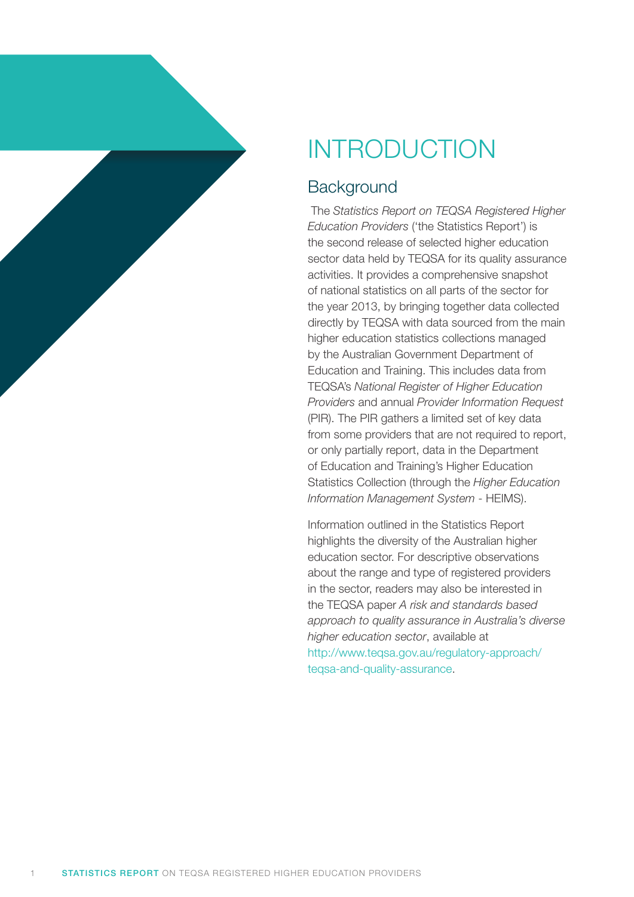# INTRODUCTION

## Background

The *Statistics Report on TEQSA Registered Higher Education Providers* ('the Statistics Report') is the second release of selected higher education sector data held by TEQSA for its quality assurance activities. It provides a comprehensive snapshot of national statistics on all parts of the sector for the year 2013, by bringing together data collected directly by TEQSA with data sourced from the main higher education statistics collections managed by the Australian Government Department of Education and Training. This includes data from TEQSA's *National Register of Higher Education Providers* and annual *Provider Information Request* (PIR). The PIR gathers a limited set of key data from some providers that are not required to report, or only partially report, data in the Department of Education and Training's Higher Education Statistics Collection (through the *Higher Education Information Management System* - HEIMS).

Information outlined in the Statistics Report highlights the diversity of the Australian higher education sector. For descriptive observations about the range and type of registered providers in the sector, readers may also be interested in the TEQSA paper *A risk and standards based approach to quality assurance in Australia's diverse higher education sector*, available at http://www.teqsa.gov.au/regulatory-approach/teqsa-and-quality-assurance.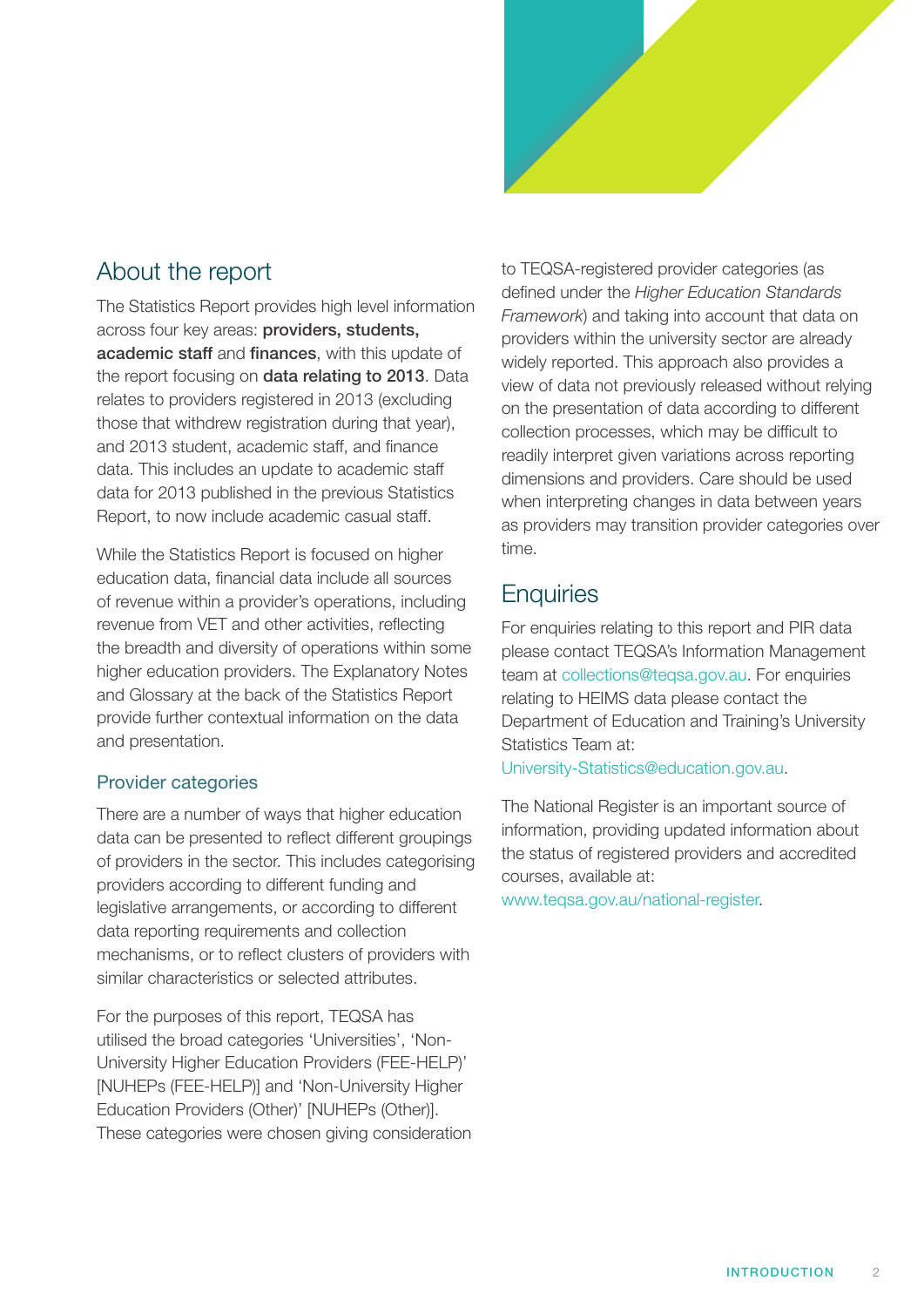## About the report

The Statistics Report provides high level information across four key areas: **providers, students, academic staff** and **finances**, with this update of the report focusing on **data relating to 2013**. Data relates to providers registered in 2013 (excluding those that withdrew registration during that year), and 2013 student, academic staff, and finance data. This includes an update to academic staff data for 2013 published in the previous Statistics Report, to now include academic casual staff.

While the Statistics Report is focused on higher education data, financial data include all sources of revenue within a provider's operations, including revenue from VET and other activities, reflecting the breadth and diversity of operations within some higher education providers. The Explanatory Notes and Glossary at the back of the Statistics Report provide further contextual information on the data and presentation.

### Provider categories

There are a number of ways that higher education data can be presented to reflect different groupings of providers in the sector. This includes categorising providers according to different funding and legislative arrangements, or according to different data reporting requirements and collection mechanisms, or to reflect clusters of providers with similar characteristics or selected attributes.

For the purposes of this report, TEQSA has utilised the broad categories 'Universities', 'Non-University Higher Education Providers (FEE-HELP)' [NUHEPs (FEE-HELP)] and 'Non-University Higher Education Providers (Other)' [NUHEPs (Other)]. These categories were chosen giving consideration to TEQSA-registered provider categories (as defined under the *Higher Education Standards Framework*) and taking into account that data on providers within the university sector are already widely reported. This approach also provides a view of data not previously released without relying on the presentation of data according to different collection processes, which may be difficult to readily interpret given variations across reporting dimensions and providers. Care should be used when interpreting changes in data between years as providers may transition provider categories over time.

## Enquiries

For enquiries relating to this report and PIR data please contact TEQSA's Information Management team at collections@teqsa.gov.au. For enquiries relating to HEIMS data please contact the Department of Education and Training's University Statistics Team at: University-Statistics@education.gov.au.

The National Register is an important source of information, providing updated information about the status of registered providers and accredited courses, available at: www.teqsa.gov.au/national-register.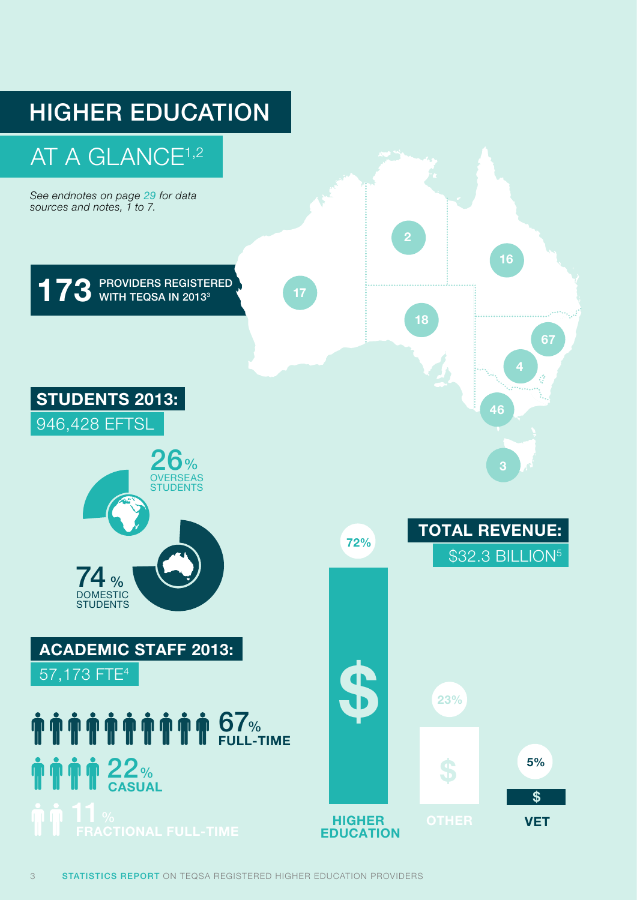# HIGHER EDUCATION

## AT A GLANCE[1,2]

*See endnotes on page 29 for data sources and notes, 1 to 7.*

**173** PROVIDERS REGISTERED WITH TEQSA IN 2013[3]

17 · 2 · 16 · 18 · 67 · 4 · 46 · 3

## STUDENTS 2013:

946,428 EFTSL

**26%** OVERSEAS STUDENTS

**74%** DOMESTIC STUDENTS

## ACADEMIC STAFF 2013:

57,173 FTE[4]

**67%** FULL-TIME

**22%** CASUAL

**11%** FRACTIONAL FULL-TIME

## TOTAL REVENUE:

$32.3 BILLION[5]

| HIGHER EDUCATION | OTHER | VET |
|---|---|---|
| 72% | 23% | 5% |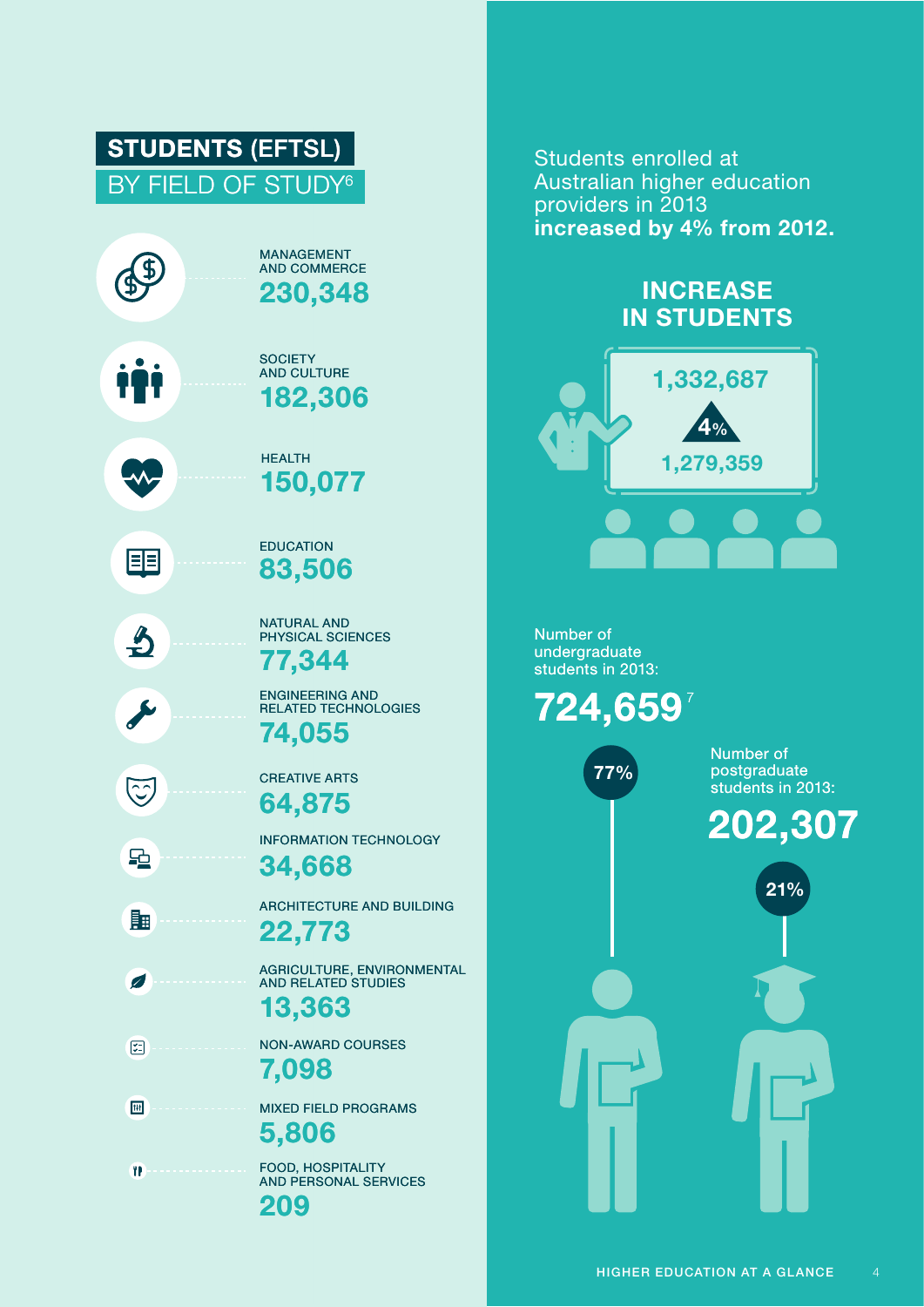## STUDENTS (EFTSL) BY FIELD OF STUDY[6]

| Field of study | Students |
| --- | --- |
| MANAGEMENT AND COMMERCE | 230,348 |
| SOCIETY AND CULTURE | 182,306 |
| HEALTH | 150,077 |
| EDUCATION | 83,506 |
| NATURAL AND PHYSICAL SCIENCES | 77,344 |
| ENGINEERING AND RELATED TECHNOLOGIES | 74,055 |
| CREATIVE ARTS | 64,875 |
| INFORMATION TECHNOLOGY | 34,668 |
| ARCHITECTURE AND BUILDING | 22,773 |
| AGRICULTURE, ENVIRONMENTAL AND RELATED STUDIES | 13,363 |
| NON-AWARD COURSES | 7,098 |
| MIXED FIELD PROGRAMS | 5,806 |
| FOOD, HOSPITALITY AND PERSONAL SERVICES | 209 |

Students enrolled at Australian higher education providers in 2013 **increased by 4% from 2012.**

### INCREASE IN STUDENTS

1,332,687

4%

1,279,359

Number of undergraduate students in 2013:

**724,659**[7]

77%

Number of postgraduate students in 2013:

**202,307**

21%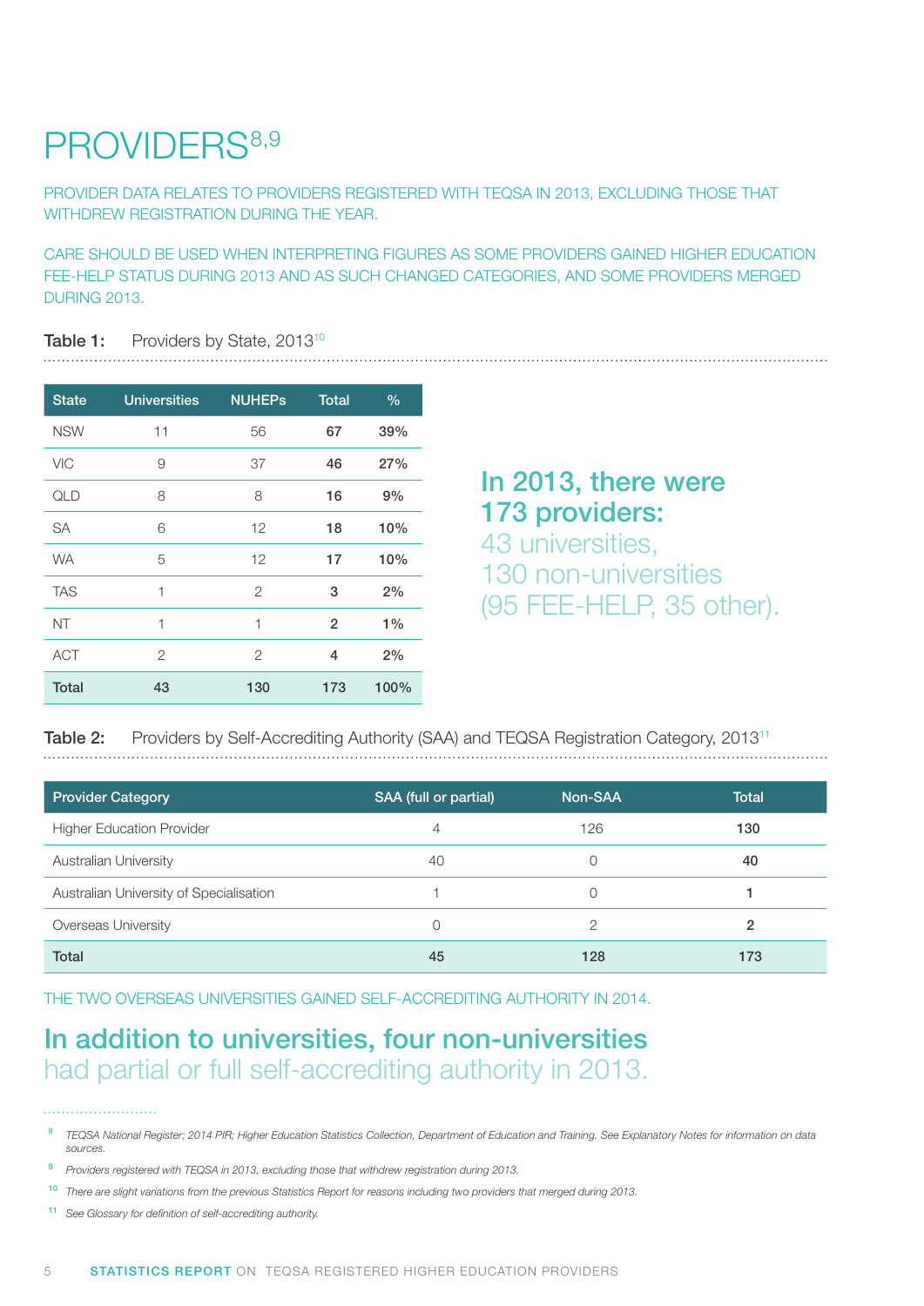# PROVIDERS[8,9]

PROVIDER DATA RELATES TO PROVIDERS REGISTERED WITH TEQSA IN 2013, EXCLUDING THOSE THAT WITHDREW REGISTRATION DURING THE YEAR.

CARE SHOULD BE USED WHEN INTERPRETING FIGURES AS SOME PROVIDERS GAINED HIGHER EDUCATION FEE-HELP STATUS DURING 2013 AND AS SUCH CHANGED CATEGORIES, AND SOME PROVIDERS MERGED DURING 2013.

**Table 1:** Providers by State, 2013[10]

| State | Universities | NUHEPs | Total | % |
|---|---|---|---|---|
| NSW | 11 | 56 | **67** | **39%** |
| VIC | 9 | 37 | **46** | **27%** |
| QLD | 8 | 8 | **16** | **9%** |
| SA | 6 | 12 | **18** | **10%** |
| WA | 5 | 12 | **17** | **10%** |
| TAS | 1 | 2 | **3** | **2%** |
| NT | 1 | 1 | **2** | **1%** |
| ACT | 2 | 2 | **4** | **2%** |
| **Total** | **43** | **130** | **173** | **100%** |

**In 2013, there were 173 providers:**
43 universities,
130 non-universities
(95 FEE-HELP, 35 other).

**Table 2:** Providers by Self-Accrediting Authority (SAA) and TEQSA Registration Category, 2013[11]

| Provider Category | SAA (full or partial) | Non-SAA | Total |
|---|---|---|---|
| Higher Education Provider | 4 | 126 | **130** |
| Australian University | 40 | 0 | **40** |
| Australian University of Specialisation | 1 | 0 | **1** |
| Overseas University | 0 | 2 | **2** |
| **Total** | **45** | **128** | **173** |

THE TWO OVERSEAS UNIVERSITIES GAINED SELF-ACCREDITING AUTHORITY IN 2014.

**In addition to universities, four non-universities** had partial or full self-accrediting authority in 2013.

[8] *TEQSA National Register; 2014 PIR; Higher Education Statistics Collection, Department of Education and Training. See Explanatory Notes for information on data sources.*

[9] *Providers registered with TEQSA in 2013, excluding those that withdrew registration during 2013.*

[10] *There are slight variations from the previous Statistics Report for reasons including two providers that merged during 2013.*

[11] *See Glossary for definition of self-accrediting authority.*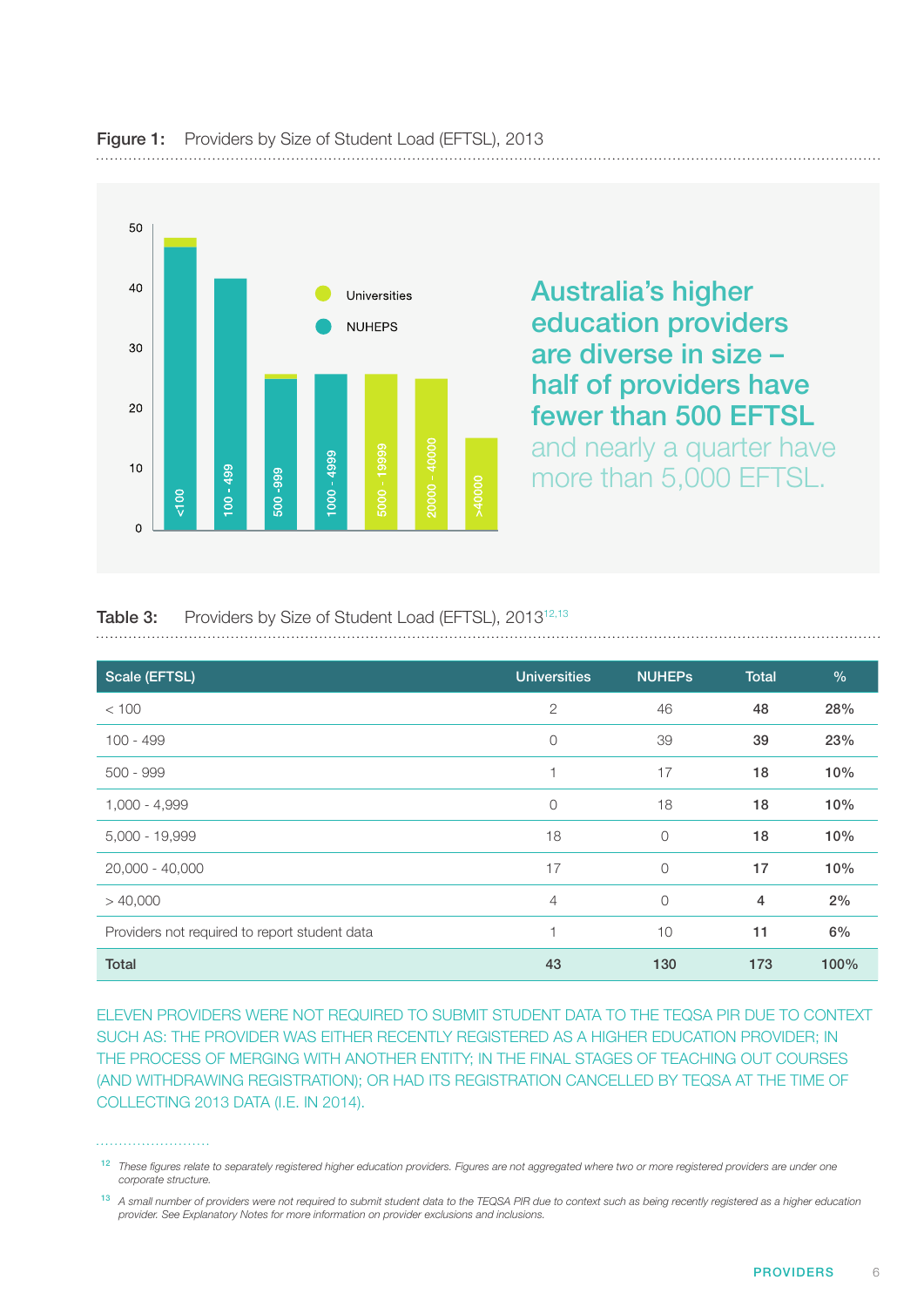**Figure 1:** Providers by Size of Student Load (EFTSL), 2013

**Australia's higher education providers are diverse in size – half of providers have fewer than 500 EFTSL** and nearly a quarter have more than 5,000 EFTSL.

**Table 3:** Providers by Size of Student Load (EFTSL), 2013[12,13]

| Scale (EFTSL) | Universities | NUHEPs | Total | % |
|---|---|---|---|---|
| < 100 | 2 | 46 | **48** | **28%** |
| 100 - 499 | 0 | 39 | **39** | **23%** |
| 500 - 999 | 1 | 17 | **18** | **10%** |
| 1,000 - 4,999 | 0 | 18 | **18** | **10%** |
| 5,000 - 19,999 | 18 | 0 | **18** | **10%** |
| 20,000 - 40,000 | 17 | 0 | **17** | **10%** |
| > 40,000 | 4 | 0 | **4** | **2%** |
| Providers not required to report student data | 1 | 10 | **11** | **6%** |
| **Total** | **43** | **130** | **173** | **100%** |

ELEVEN PROVIDERS WERE NOT REQUIRED TO SUBMIT STUDENT DATA TO THE TEQSA PIR DUE TO CONTEXT SUCH AS: THE PROVIDER WAS EITHER RECENTLY REGISTERED AS A HIGHER EDUCATION PROVIDER; IN THE PROCESS OF MERGING WITH ANOTHER ENTITY; IN THE FINAL STAGES OF TEACHING OUT COURSES (AND WITHDRAWING REGISTRATION); OR HAD ITS REGISTRATION CANCELLED BY TEQSA AT THE TIME OF COLLECTING 2013 DATA (I.E. IN 2014).

[12] *These figures relate to separately registered higher education providers. Figures are not aggregated where two or more registered providers are under one corporate structure.*

[13] *A small number of providers were not required to submit student data to the TEQSA PIR due to context such as being recently registered as a higher education provider. See Explanatory Notes for more information on provider exclusions and inclusions.*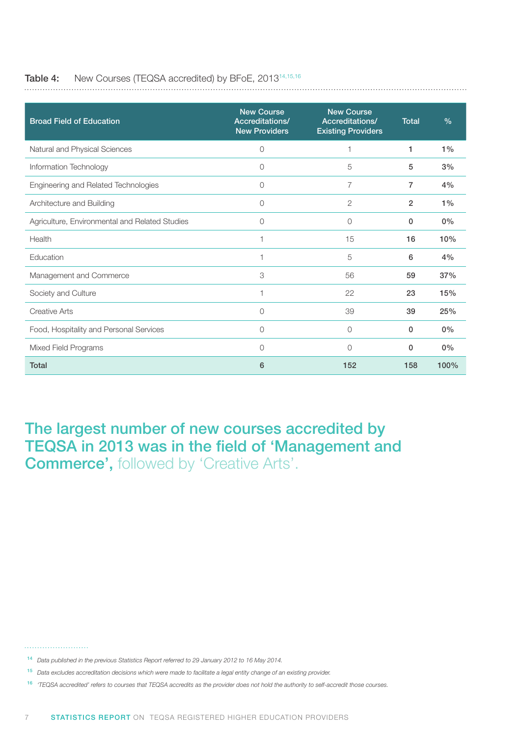**Table 4:** New Courses (TEQSA accredited) by BFoE, 2013[14,15,16]

| Broad Field of Education | New Course Accreditations/ New Providers | New Course Accreditations/ Existing Providers | Total | % |
|---|---|---|---|---|
| Natural and Physical Sciences | 0 | 1 | **1** | **1%** |
| Information Technology | 0 | 5 | **5** | **3%** |
| Engineering and Related Technologies | 0 | 7 | **7** | **4%** |
| Architecture and Building | 0 | 2 | **2** | **1%** |
| Agriculture, Environmental and Related Studies | 0 | 0 | **0** | **0%** |
| Health | 1 | 15 | **16** | **10%** |
| Education | 1 | 5 | **6** | **4%** |
| Management and Commerce | 3 | 56 | **59** | **37%** |
| Society and Culture | 1 | 22 | **23** | **15%** |
| Creative Arts | 0 | 39 | **39** | **25%** |
| Food, Hospitality and Personal Services | 0 | 0 | **0** | **0%** |
| Mixed Field Programs | 0 | 0 | **0** | **0%** |
| **Total** | **6** | **152** | **158** | **100%** |

## The largest number of new courses accredited by TEQSA in 2013 was in the field of 'Management and Commerce', followed by 'Creative Arts'.

[14] *Data published in the previous Statistics Report referred to 29 January 2012 to 16 May 2014.*

[15] *Data excludes accreditation decisions which were made to facilitate a legal entity change of an existing provider.*

[16] *'TEQSA accredited' refers to courses that TEQSA accredits as the provider does not hold the authority to self-accredit those courses.*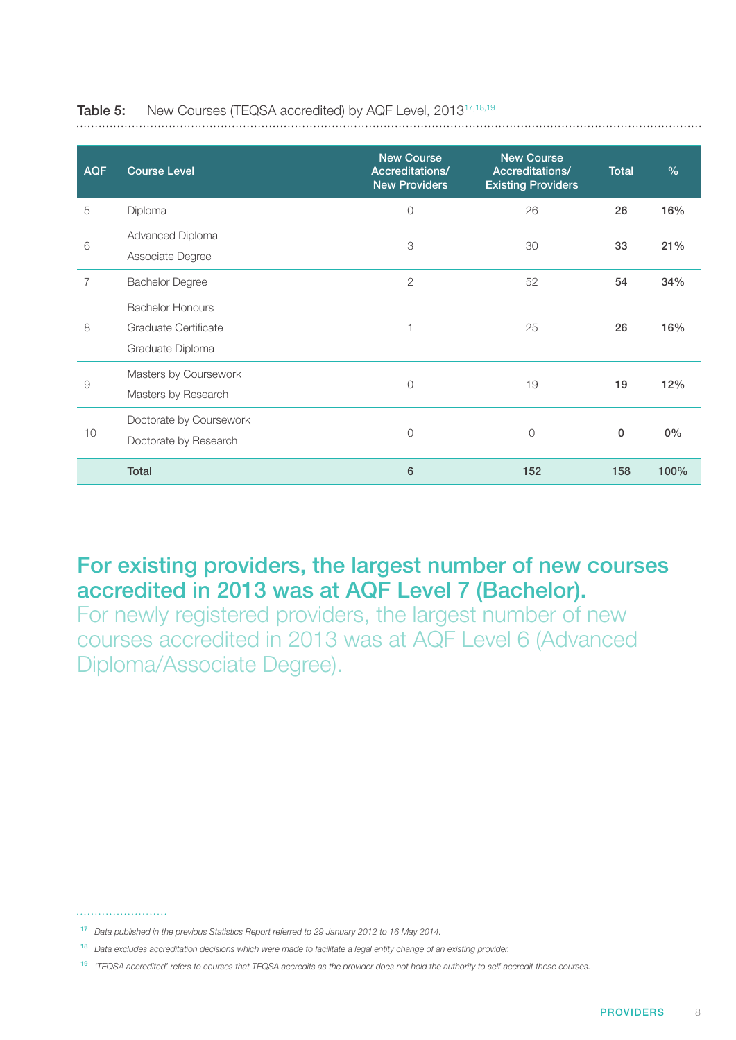**Table 5:** New Courses (TEQSA accredited) by AQF Level, 2013[17,18,19]

| AQF | Course Level | New Course Accreditations/ New Providers | New Course Accreditations/ Existing Providers | Total | % |
|---|---|---|---|---|---|
| 5 | Diploma | 0 | 26 | **26** | **16%** |
| 6 | Advanced Diploma<br>Associate Degree | 3 | 30 | **33** | **21%** |
| 7 | Bachelor Degree | 2 | 52 | **54** | **34%** |
| 8 | Bachelor Honours<br>Graduate Certificate<br>Graduate Diploma | 1 | 25 | **26** | **16%** |
| 9 | Masters by Coursework<br>Masters by Research | 0 | 19 | **19** | **12%** |
| 10 | Doctorate by Coursework<br>Doctorate by Research | 0 | 0 | **0** | **0%** |
| | **Total** | **6** | **152** | **158** | **100%** |

## For existing providers, the largest number of new courses accredited in 2013 was at AQF Level 7 (Bachelor).

For newly registered providers, the largest number of new courses accredited in 2013 was at AQF Level 6 (Advanced Diploma/Associate Degree).

[17] *Data published in the previous Statistics Report referred to 29 January 2012 to 16 May 2014.*

[18] *Data excludes accreditation decisions which were made to facilitate a legal entity change of an existing provider.*

[19] *'TEQSA accredited' refers to courses that TEQSA accredits as the provider does not hold the authority to self-accredit those courses.*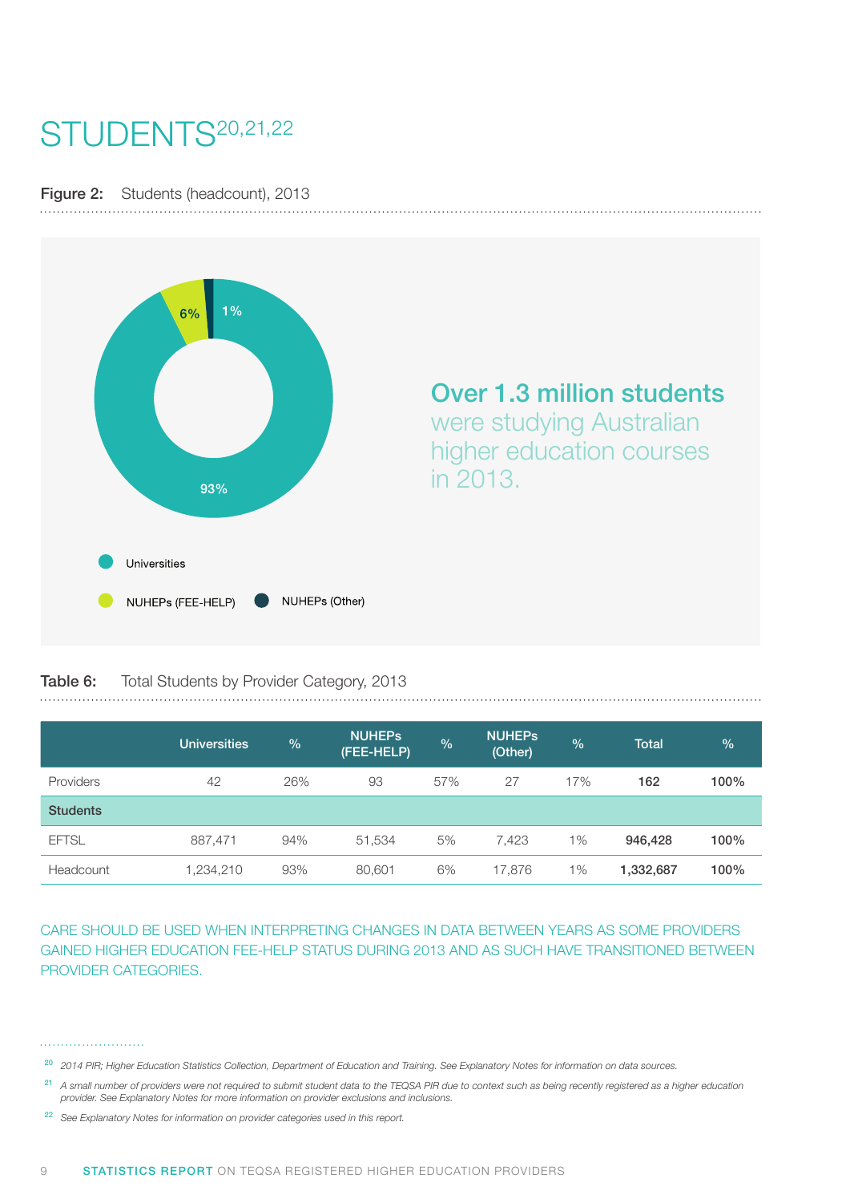# STUDENTS[20,21,22]

**Figure 2:** Students (headcount), 2013

6%
1%
93%

Universities

NUHEPs (FEE-HELP)

NUHEPs (Other)

**Over 1.3 million students** were studying Australian higher education courses in 2013.

**Table 6:** Total Students by Provider Category, 2013

| | Universities | % | NUHEPs (FEE-HELP) | % | NUHEPs (Other) | % | Total | % |
|---|---|---|---|---|---|---|---|---|
| Providers | 42 | 26% | 93 | 57% | 27 | 17% | **162** | **100%** |
| **Students** | | | | | | | | |
| EFTSL | 887,471 | 94% | 51,534 | 5% | 7,423 | 1% | **946,428** | **100%** |
| Headcount | 1,234,210 | 93% | 80,601 | 6% | 17,876 | 1% | **1,332,687** | **100%** |

CARE SHOULD BE USED WHEN INTERPRETING CHANGES IN DATA BETWEEN YEARS AS SOME PROVIDERS GAINED HIGHER EDUCATION FEE-HELP STATUS DURING 2013 AND AS SUCH HAVE TRANSITIONED BETWEEN PROVIDER CATEGORIES.

[20] *2014 PIR; Higher Education Statistics Collection, Department of Education and Training. See Explanatory Notes for information on data sources.*

[21] *A small number of providers were not required to submit student data to the TEQSA PIR due to context such as being recently registered as a higher education provider. See Explanatory Notes for more information on provider exclusions and inclusions.*

[22] *See Explanatory Notes for information on provider categories used in this report.*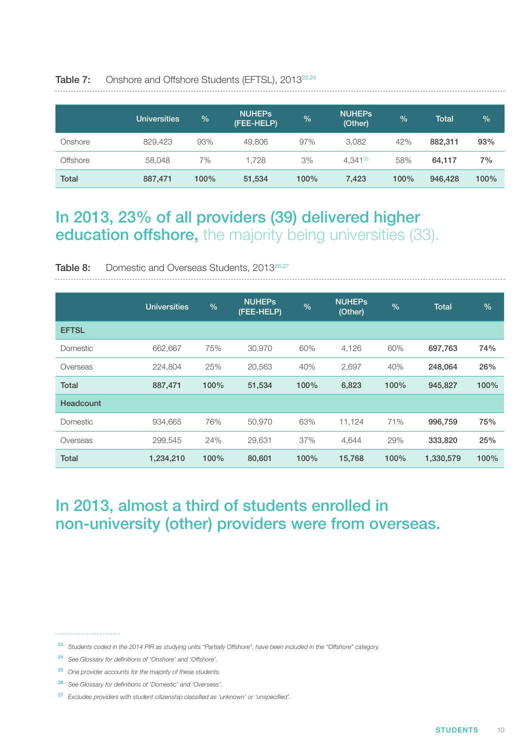**Table 7:** Onshore and Offshore Students (EFTSL), 2013[23,24]

| | Universities | % | NUHEPs (FEE-HELP) | % | NUHEPs (Other) | % | Total | % |
|---|---|---|---|---|---|---|---|---|
| Onshore | 829,423 | 93% | 49,806 | 97% | 3,082 | 42% | **882,311** | **93%** |
| Offshore | 58,048 | 7% | 1,728 | 3% | 4,341[25] | 58% | **64,117** | **7%** |
| **Total** | **887,471** | **100%** | **51,534** | **100%** | **7,423** | **100%** | **946,428** | **100%** |

## In 2013, 23% of all providers (39) delivered higher education offshore, the majority being universities (33).

**Table 8:** Domestic and Overseas Students, 2013[26,27]

| | Universities | % | NUHEPs (FEE-HELP) | % | NUHEPs (Other) | % | Total | % |
|---|---|---|---|---|---|---|---|---|
| **EFTSL** | | | | | | | | |
| Domestic | 662,667 | 75% | 30,970 | 60% | 4,126 | 60% | **697,763** | **74%** |
| Overseas | 224,804 | 25% | 20,563 | 40% | 2,697 | 40% | **248,064** | **26%** |
| **Total** | **887,471** | **100%** | **51,534** | **100%** | **6,823** | **100%** | **945,827** | **100%** |
| **Headcount** | | | | | | | | |
| Domestic | 934,665 | 76% | 50,970 | 63% | 11,124 | 71% | **996,759** | **75%** |
| Overseas | 299,545 | 24% | 29,631 | 37% | 4,644 | 29% | **333,820** | **25%** |
| **Total** | **1,234,210** | **100%** | **80,601** | **100%** | **15,768** | **100%** | **1,330,579** | **100%** |

## In 2013, almost a third of students enrolled in non-university (other) providers were from overseas.

[23] *Students coded in the 2014 PIR as studying units "Partially Offshore", have been included in the "Offshore" category.*

[24] *See Glossary for definitions of 'Onshore' and 'Offshore'.*

[25] *One provider accounts for the majority of these students.*

[26] *See Glossary for definitions of 'Domestic' and 'Overseas'.*

[27] *Excludes providers with student citizenship classified as 'unknown' or 'unspecified'.*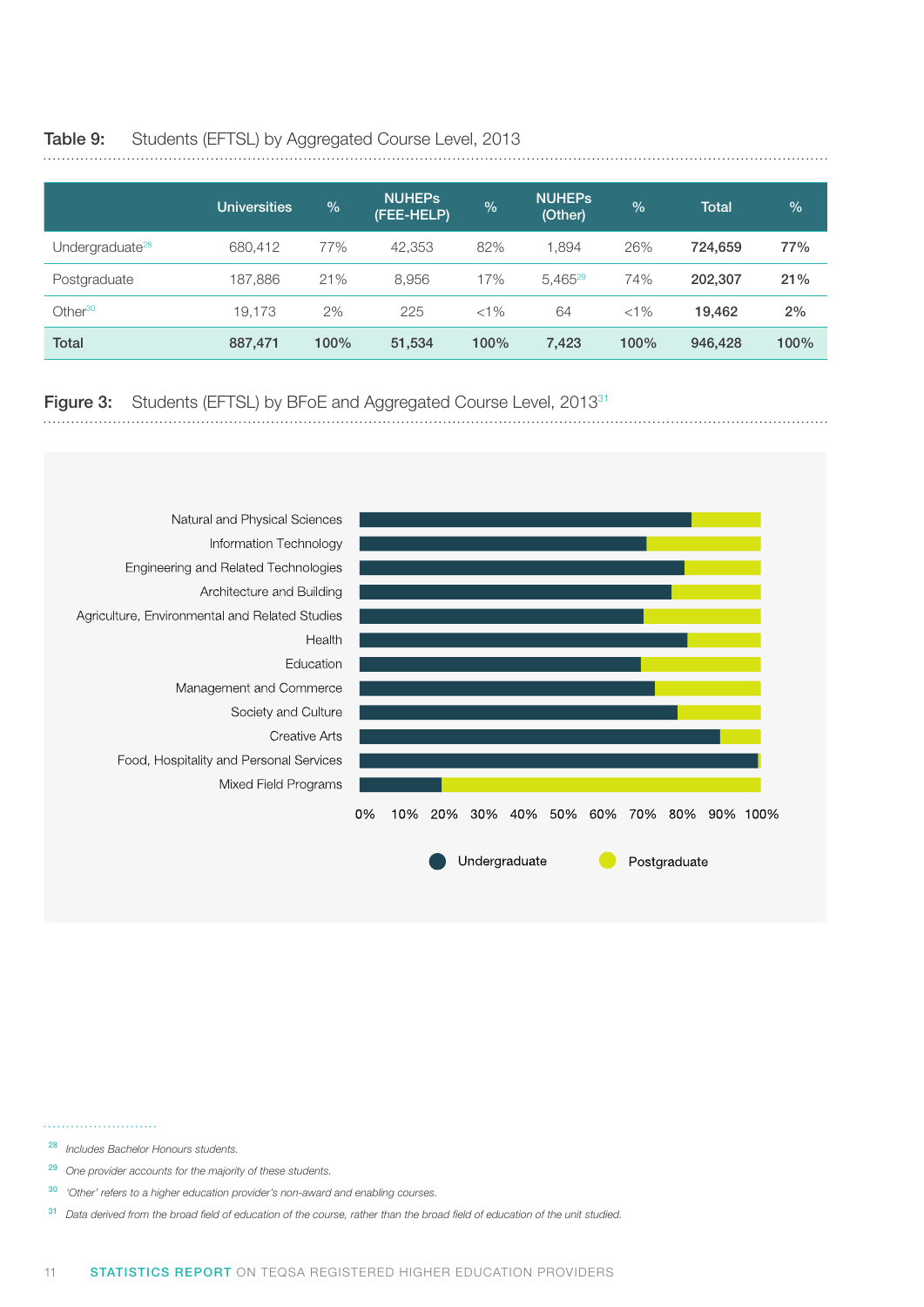**Table 9:** Students (EFTSL) by Aggregated Course Level, 2013

| | Universities | % | NUHEPs (FEE-HELP) | % | NUHEPs (Other) | % | Total | % |
|---|---|---|---|---|---|---|---|---|
| Undergraduate[28] | 680,412 | 77% | 42,353 | 82% | 1,894 | 26% | **724,659** | **77%** |
| Postgraduate | 187,886 | 21% | 8,956 | 17% | 5,465[29] | 74% | **202,307** | **21%** |
| Other[30] | 19,173 | 2% | 225 | <1% | 64 | <1% | **19,462** | **2%** |
| **Total** | **887,471** | **100%** | **51,534** | **100%** | **7,423** | **100%** | **946,428** | **100%** |

**Figure 3:** Students (EFTSL) by BFoE and Aggregated Course Level, 2013[31]

[28] Includes Bachelor Honours students.

[29] One provider accounts for the majority of these students.

[30] 'Other' refers to a higher education provider's non-award and enabling courses.

[31] Data derived from the broad field of education of the course, rather than the broad field of education of the unit studied.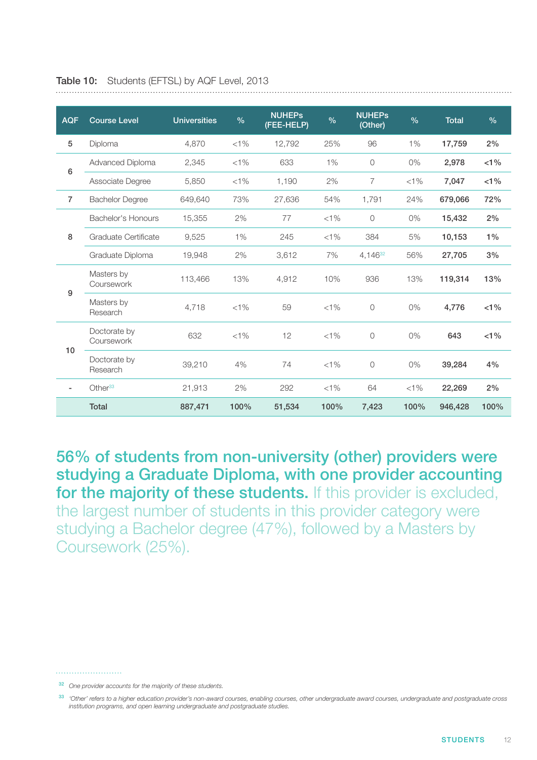**Table 10:** Students (EFTSL) by AQF Level, 2013

| AQF | Course Level | Universities | % | NUHEPs (FEE-HELP) | % | NUHEPs (Other) | % | Total | % |
|---|---|---|---|---|---|---|---|---|---|
| 5 | Diploma | 4,870 | <1% | 12,792 | 25% | 96 | 1% | **17,759** | **2%** |
| 6 | Advanced Diploma | 2,345 | <1% | 633 | 1% | 0 | 0% | **2,978** | **<1%** |
| | Associate Degree | 5,850 | <1% | 1,190 | 2% | 7 | <1% | **7,047** | **<1%** |
| 7 | Bachelor Degree | 649,640 | 73% | 27,636 | 54% | 1,791 | 24% | **679,066** | **72%** |
| 8 | Bachelor's Honours | 15,355 | 2% | 77 | <1% | 0 | 0% | **15,432** | **2%** |
| | Graduate Certificate | 9,525 | 1% | 245 | <1% | 384 | 5% | **10,153** | **1%** |
| | Graduate Diploma | 19,948 | 2% | 3,612 | 7% | 4,146[32] | 56% | **27,705** | **3%** |
| 9 | Masters by Coursework | 113,466 | 13% | 4,912 | 10% | 936 | 13% | **119,314** | **13%** |
| | Masters by Research | 4,718 | <1% | 59 | <1% | 0 | 0% | **4,776** | **<1%** |
| 10 | Doctorate by Coursework | 632 | <1% | 12 | <1% | 0 | 0% | **643** | **<1%** |
| | Doctorate by Research | 39,210 | 4% | 74 | <1% | 0 | 0% | **39,284** | **4%** |
| - | Other[33] | 21,913 | 2% | 292 | <1% | 64 | <1% | **22,269** | **2%** |
| | **Total** | **887,471** | **100%** | **51,534** | **100%** | **7,423** | **100%** | **946,428** | **100%** |

**56% of students from non-university (other) providers were studying a Graduate Diploma, with one provider accounting for the majority of these students.** If this provider is excluded, the largest number of students in this provider category were studying a Bachelor degree (47%), followed by a Masters by Coursework (25%).

[32] *One provider accounts for the majority of these students.*

[33] *'Other' refers to a higher education provider's non-award courses, enabling courses, other undergraduate award courses, undergraduate and postgraduate cross institution programs, and open learning undergraduate and postgraduate studies.*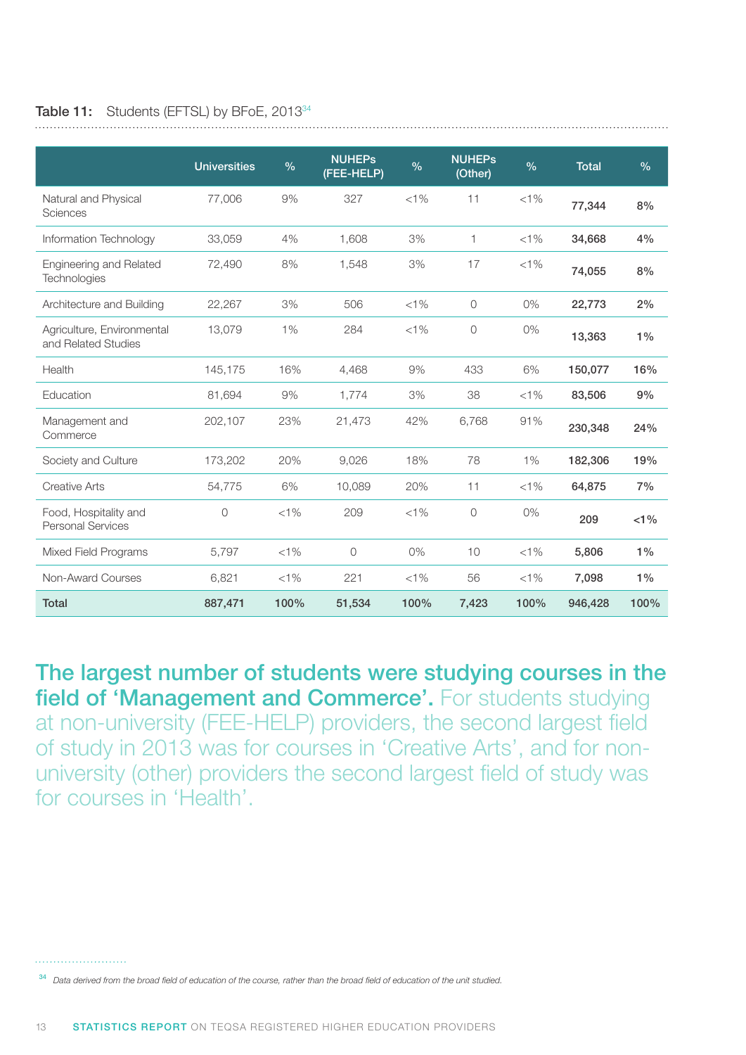**Table 11:** Students (EFTSL) by BFoE, 2013[34]

| | Universities | % | NUHEPs (FEE-HELP) | % | NUHEPs (Other) | % | Total | % |
|---|---|---|---|---|---|---|---|---|
| Natural and Physical Sciences | 77,006 | 9% | 327 | <1% | 11 | <1% | **77,344** | **8%** |
| Information Technology | 33,059 | 4% | 1,608 | 3% | 1 | <1% | **34,668** | **4%** |
| Engineering and Related Technologies | 72,490 | 8% | 1,548 | 3% | 17 | <1% | **74,055** | **8%** |
| Architecture and Building | 22,267 | 3% | 506 | <1% | 0 | 0% | **22,773** | **2%** |
| Agriculture, Environmental and Related Studies | 13,079 | 1% | 284 | <1% | 0 | 0% | **13,363** | **1%** |
| Health | 145,175 | 16% | 4,468 | 9% | 433 | 6% | **150,077** | **16%** |
| Education | 81,694 | 9% | 1,774 | 3% | 38 | <1% | **83,506** | **9%** |
| Management and Commerce | 202,107 | 23% | 21,473 | 42% | 6,768 | 91% | **230,348** | **24%** |
| Society and Culture | 173,202 | 20% | 9,026 | 18% | 78 | 1% | **182,306** | **19%** |
| Creative Arts | 54,775 | 6% | 10,089 | 20% | 11 | <1% | **64,875** | **7%** |
| Food, Hospitality and Personal Services | 0 | <1% | 209 | <1% | 0 | 0% | **209** | **<1%** |
| Mixed Field Programs | 5,797 | <1% | 0 | 0% | 10 | <1% | **5,806** | **1%** |
| Non-Award Courses | 6,821 | <1% | 221 | <1% | 56 | <1% | **7,098** | **1%** |
| **Total** | **887,471** | **100%** | **51,534** | **100%** | **7,423** | **100%** | **946,428** | **100%** |

**The largest number of students were studying courses in the field of 'Management and Commerce'.** For students studying at non-university (FEE-HELP) providers, the second largest field of study in 2013 was for courses in 'Creative Arts', and for non-university (other) providers the second largest field of study was for courses in 'Health'.

[34] *Data derived from the broad field of education of the course, rather than the broad field of education of the unit studied.*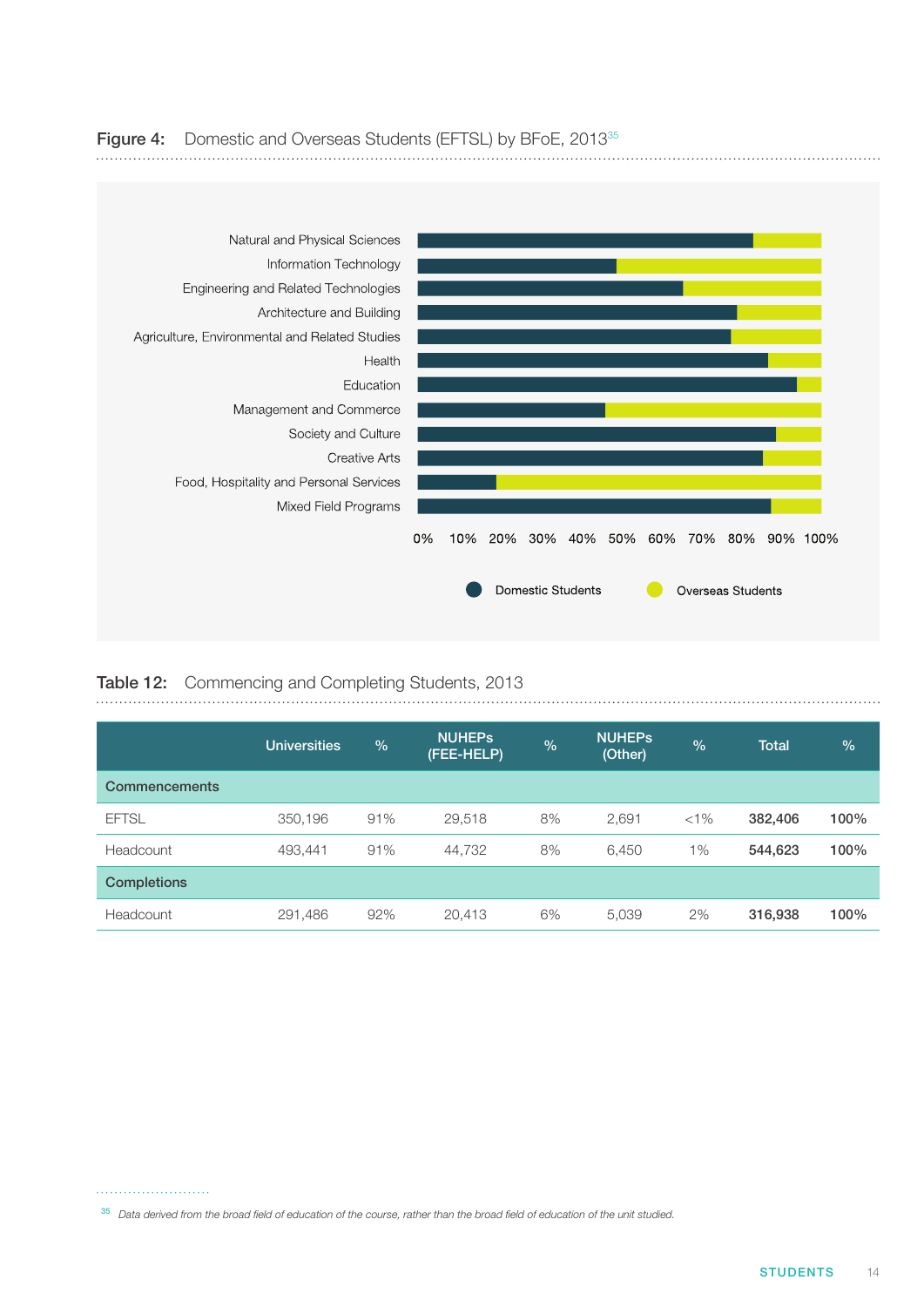**Figure 4:** Domestic and Overseas Students (EFTSL) by BFoE, 2013[35]

Natural and Physical Sciences
Information Technology
Engineering and Related Technologies
Architecture and Building
Agriculture, Environmental and Related Studies
Health
Education
Management and Commerce
Society and Culture
Creative Arts
Food, Hospitality and Personal Services
Mixed Field Programs

0% 10% 20% 30% 40% 50% 60% 70% 80% 90% 100%

Domestic Students Overseas Students

**Table 12:** Commencing and Completing Students, 2013

| | Universities | % | NUHEPs (FEE-HELP) | % | NUHEPs (Other) | % | Total | % |
|---|---|---|---|---|---|---|---|---|
| **Commencements** | | | | | | | | |
| EFTSL | 350,196 | 91% | 29,518 | 8% | 2,691 | <1% | **382,406** | **100%** |
| Headcount | 493,441 | 91% | 44,732 | 8% | 6,450 | 1% | **544,623** | **100%** |
| **Completions** | | | | | | | | |
| Headcount | 291,486 | 92% | 20,413 | 6% | 5,039 | 2% | **316,938** | **100%** |

[35] *Data derived from the broad field of education of the course, rather than the broad field of education of the unit studied.*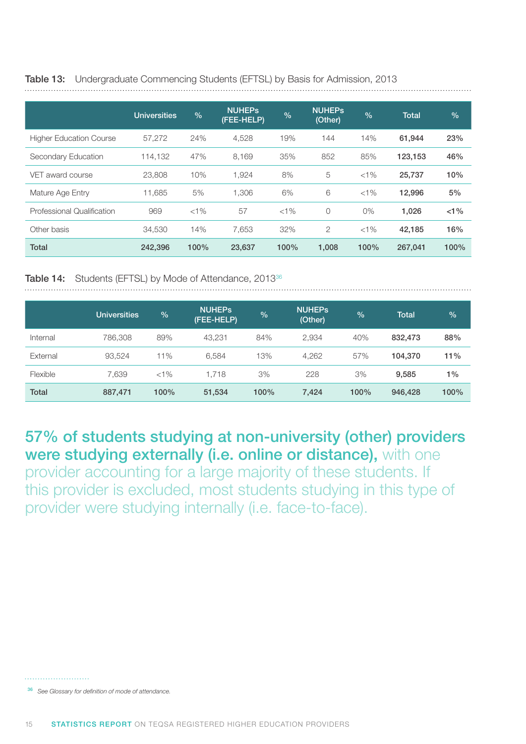**Table 13:** Undergraduate Commencing Students (EFTSL) by Basis for Admission, 2013

| | Universities | % | NUHEPs (FEE-HELP) | % | NUHEPs (Other) | % | Total | % |
|---|---|---|---|---|---|---|---|---|
| Higher Education Course | 57,272 | 24% | 4,528 | 19% | 144 | 14% | **61,944** | **23%** |
| Secondary Education | 114,132 | 47% | 8,169 | 35% | 852 | 85% | **123,153** | **46%** |
| VET award course | 23,808 | 10% | 1,924 | 8% | 5 | <1% | **25,737** | **10%** |
| Mature Age Entry | 11,685 | 5% | 1,306 | 6% | 6 | <1% | **12,996** | **5%** |
| Professional Qualification | 969 | <1% | 57 | <1% | 0 | 0% | **1,026** | **<1%** |
| Other basis | 34,530 | 14% | 7,653 | 32% | 2 | <1% | **42,185** | **16%** |
| **Total** | **242,396** | **100%** | **23,637** | **100%** | **1,008** | **100%** | **267,041** | **100%** |

**Table 14:** Students (EFTSL) by Mode of Attendance, 2013[36]

| | Universities | % | NUHEPs (FEE-HELP) | % | NUHEPs (Other) | % | Total | % |
|---|---|---|---|---|---|---|---|---|
| Internal | 786,308 | 89% | 43,231 | 84% | 2,934 | 40% | **832,473** | **88%** |
| External | 93,524 | 11% | 6,584 | 13% | 4,262 | 57% | **104,370** | **11%** |
| Flexible | 7,639 | <1% | 1,718 | 3% | 228 | 3% | **9,585** | **1%** |
| **Total** | **887,471** | **100%** | **51,534** | **100%** | **7,424** | **100%** | **946,428** | **100%** |

**57% of students studying at non-university (other) providers were studying externally (i.e. online or distance),** with one provider accounting for a large majority of these students. If this provider is excluded, most students studying in this type of provider were studying internally (i.e. face-to-face).

[36] *See Glossary for definition of mode of attendance.*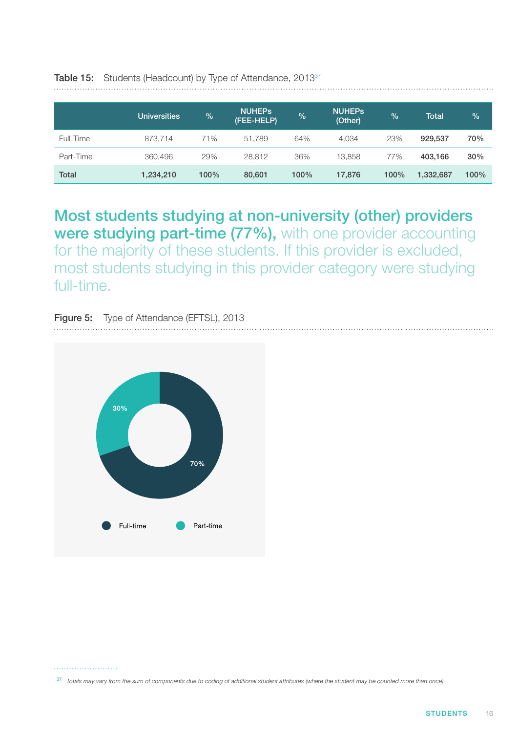**Table 15:** Students (Headcount) by Type of Attendance, 2013[37]

| | Universities | % | NUHEPs (FEE-HELP) | % | NUHEPs (Other) | % | Total | % |
|---|---|---|---|---|---|---|---|---|
| Full-Time | 873,714 | 71% | 51,789 | 64% | 4,034 | 23% | **929,537** | **70%** |
| Part-Time | 360,496 | 29% | 28,812 | 36% | 13,858 | 77% | **403,166** | **30%** |
| **Total** | **1,234,210** | **100%** | **80,601** | **100%** | **17,876** | **100%** | **1,332,687** | **100%** |

**Most students studying at non-university (other) providers were studying part-time (77%),** with one provider accounting for the majority of these students. If this provider is excluded, most students studying in this provider category were studying full-time.

**Figure 5:** Type of Attendance (EFTSL), 2013

Full-time: 70%
Part-time: 30%

[37] *Totals may vary from the sum of components due to coding of additional student attributes (where the student may be counted more than once).*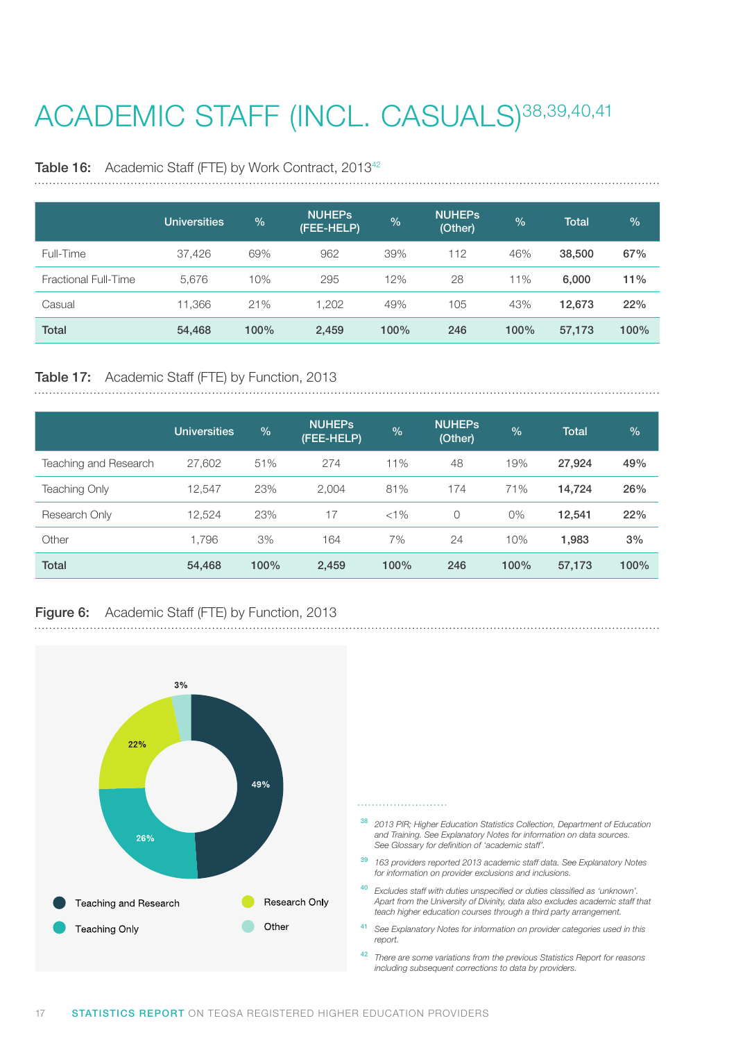# ACADEMIC STAFF (INCL. CASUALS)[38,39,40,41]

**Table 16:** Academic Staff (FTE) by Work Contract, 2013[42]

| | Universities | % | NUHEPs (FEE-HELP) | % | NUHEPs (Other) | % | Total | % |
|---|---|---|---|---|---|---|---|---|
| Full-Time | 37,426 | 69% | 962 | 39% | 112 | 46% | **38,500** | **67%** |
| Fractional Full-Time | 5,676 | 10% | 295 | 12% | 28 | 11% | **6,000** | **11%** |
| Casual | 11,366 | 21% | 1,202 | 49% | 105 | 43% | **12,673** | **22%** |
| **Total** | **54,468** | **100%** | **2,459** | **100%** | **246** | **100%** | **57,173** | **100%** |

**Table 17:** Academic Staff (FTE) by Function, 2013

| | Universities | % | NUHEPs (FEE-HELP) | % | NUHEPs (Other) | % | Total | % |
|---|---|---|---|---|---|---|---|---|
| Teaching and Research | 27,602 | 51% | 274 | 11% | 48 | 19% | **27,924** | **49%** |
| Teaching Only | 12,547 | 23% | 2,004 | 81% | 174 | 71% | **14,724** | **26%** |
| Research Only | 12,524 | 23% | 17 | <1% | 0 | 0% | **12,541** | **22%** |
| Other | 1,796 | 3% | 164 | 7% | 24 | 10% | **1,983** | **3%** |
| **Total** | **54,468** | **100%** | **2,459** | **100%** | **246** | **100%** | **57,173** | **100%** |

**Figure 6:** Academic Staff (FTE) by Function, 2013

| Function | % |
|---|---|
| Teaching and Research | 49% |
| Teaching Only | 26% |
| Research Only | 22% |
| Other | 3% |

[38] *2013 PIR; Higher Education Statistics Collection, Department of Education and Training. See Explanatory Notes for information on data sources. See Glossary for definition of 'academic staff'.*

[39] *163 providers reported 2013 academic staff data. See Explanatory Notes for information on provider exclusions and inclusions.*

[40] *Excludes staff with duties unspecified or duties classified as 'unknown'. Apart from the University of Divinity, data also excludes academic staff that teach higher education courses through a third party arrangement.*

[41] *See Explanatory Notes for information on provider categories used in this report.*

[42] *There are some variations from the previous Statistics Report for reasons including subsequent corrections to data by providers.*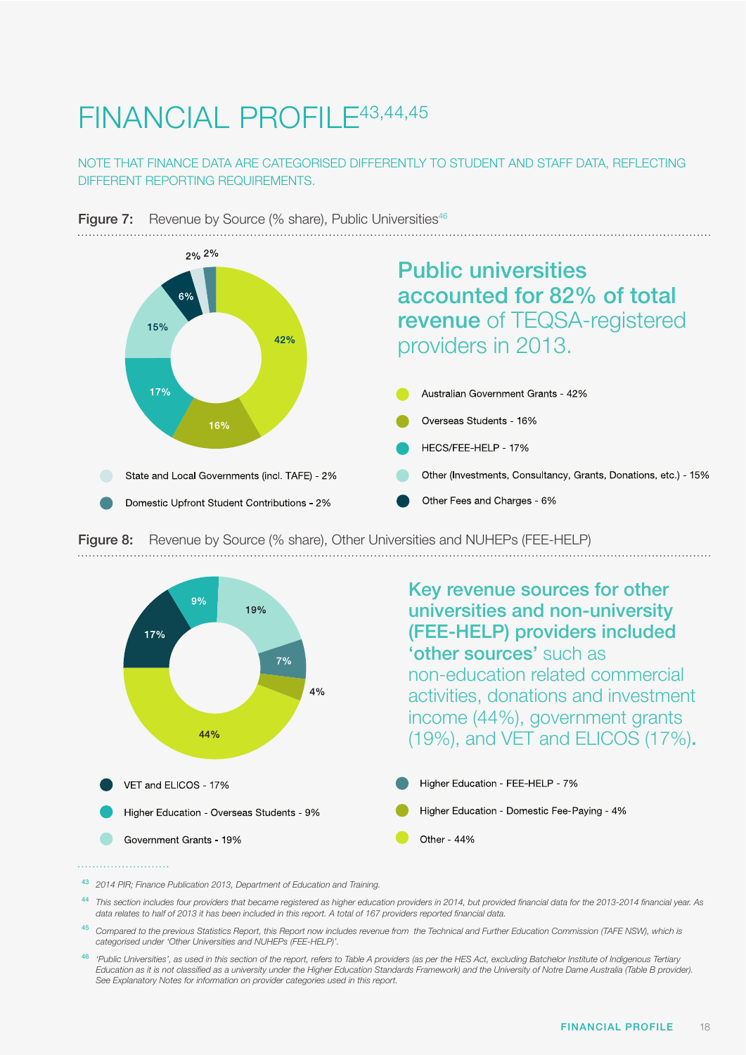# FINANCIAL PROFILE[43,44,45]

NOTE THAT FINANCE DATA ARE CATEGORISED DIFFERENTLY TO STUDENT AND STAFF DATA, REFLECTING DIFFERENT REPORTING REQUIREMENTS.

**Figure 7:** Revenue by Source (% share), Public Universities[46]

**Public universities accounted for 82% of total revenue** of TEQSA-registered providers in 2013.

- Australian Government Grants - 42%
- Overseas Students - 16%
- HECS/FEE-HELP - 17%
- Other (Investments, Consultancy, Grants, Donations, etc.) - 15%
- Other Fees and Charges - 6%
- State and Local Governments (incl. TAFE) - 2%
- Domestic Upfront Student Contributions - 2%

**Figure 8:** Revenue by Source (% share), Other Universities and NUHEPs (FEE-HELP)

**Key revenue sources for other universities and non-university (FEE-HELP) providers included 'other sources'** such as non-education related commercial activities, donations and investment income (44%), government grants (19%), and VET and ELICOS (17%).

- VET and ELICOS - 17%
- Higher Education - Overseas Students - 9%
- Government Grants - 19%
- Higher Education - FEE-HELP - 7%
- Higher Education - Domestic Fee-Paying - 4%
- Other - 44%

---

[43] *2014 PIR; Finance Publication 2013, Department of Education and Training.*

[44] *This section includes four providers that became registered as higher education providers in 2014, but provided financial data for the 2013-2014 financial year. As data relates to half of 2013 it has been included in this report. A total of 167 providers reported financial data.*

[45] *Compared to the previous Statistics Report, this Report now includes revenue from the Technical and Further Education Commission (TAFE NSW), which is categorised under 'Other Universities and NUHEPs (FEE-HELP)'.*

[46] *'Public Universities', as used in this section of the report, refers to Table A providers (as per the HES Act, excluding Batchelor Institute of Indigenous Tertiary Education as it is not classified as a university under the Higher Education Standards Framework) and the University of Notre Dame Australia (Table B provider). See Explanatory Notes for information on provider categories used in this report.*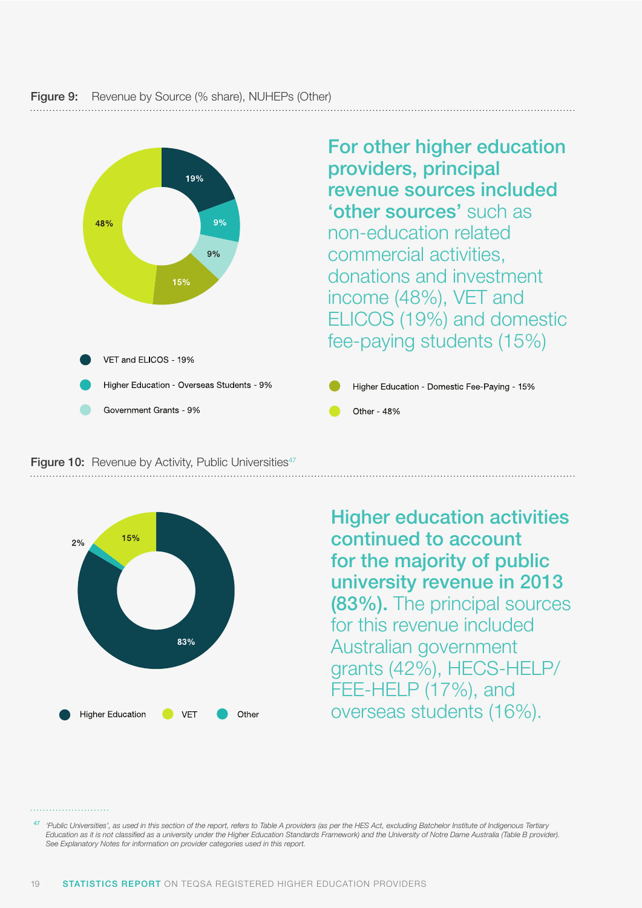**Figure 9:** Revenue by Source (% share), NUHEPs (Other)

- VET and ELICOS - 19%
- Higher Education - Overseas Students - 9%
- Government Grants - 9%
- Higher Education - Domestic Fee-Paying - 15%
- Other - 48%

**For other higher education providers, principal revenue sources included 'other sources'** such as non-education related commercial activities, donations and investment income (48%), VET and ELICOS (19%) and domestic fee-paying students (15%)

**Figure 10:** Revenue by Activity, Public Universities[47]

- Higher Education - 83%
- VET - 15%
- Other - 2%

**Higher education activities continued to account for the majority of public university revenue in 2013 (83%).** The principal sources for this revenue included Australian government grants (42%), HECS-HELP/ FEE-HELP (17%), and overseas students (16%).

[47] *'Public Universities', as used in this section of the report, refers to Table A providers (as per the HES Act, excluding Batchelor Institute of Indigenous Tertiary Education as it is not classified as a university under the Higher Education Standards Framework) and the University of Notre Dame Australia (Table B provider). See Explanatory Notes for information on provider categories used in this report.*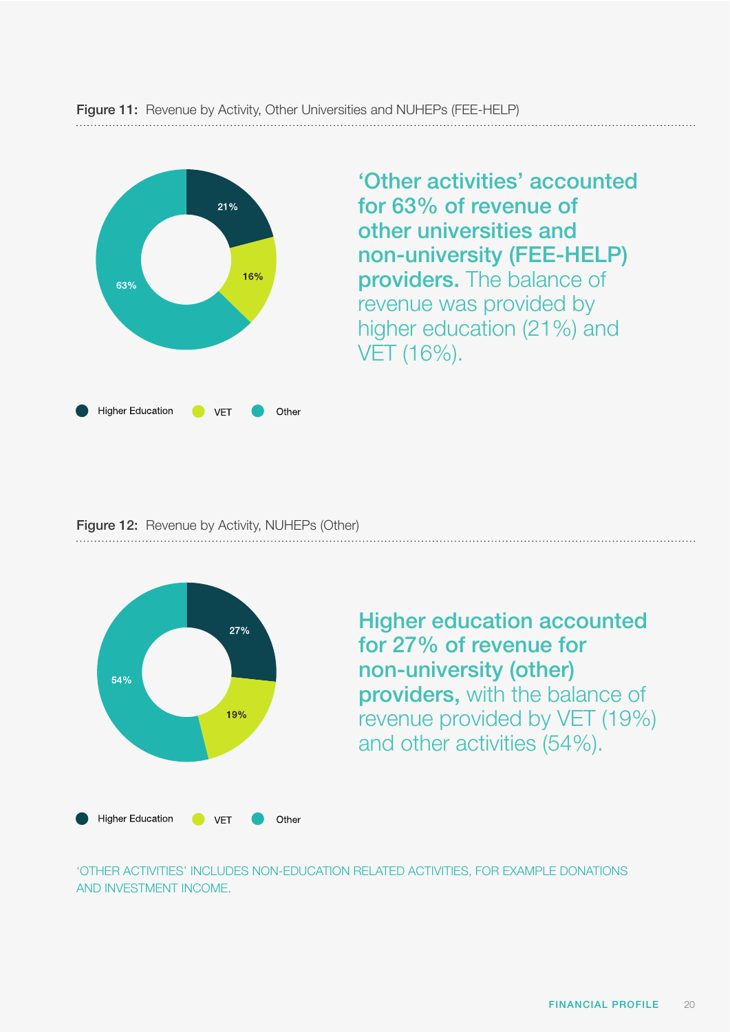**Figure 11:** Revenue by Activity, Other Universities and NUHEPs (FEE-HELP)

| Activity | Share |
|---|---|
| Higher Education | 21% |
| VET | 16% |
| Other | 63% |

**'Other activities' accounted for 63% of revenue of other universities and non-university (FEE-HELP) providers.** The balance of revenue was provided by higher education (21%) and VET (16%).

**Figure 12:** Revenue by Activity, NUHEPs (Other)

| Activity | Share |
|---|---|
| Higher Education | 27% |
| VET | 19% |
| Other | 54% |

**Higher education accounted for 27% of revenue for non-university (other) providers,** with the balance of revenue provided by VET (19%) and other activities (54%).

'OTHER ACTIVITIES' INCLUDES NON-EDUCATION RELATED ACTIVITIES, FOR EXAMPLE DONATIONS AND INVESTMENT INCOME.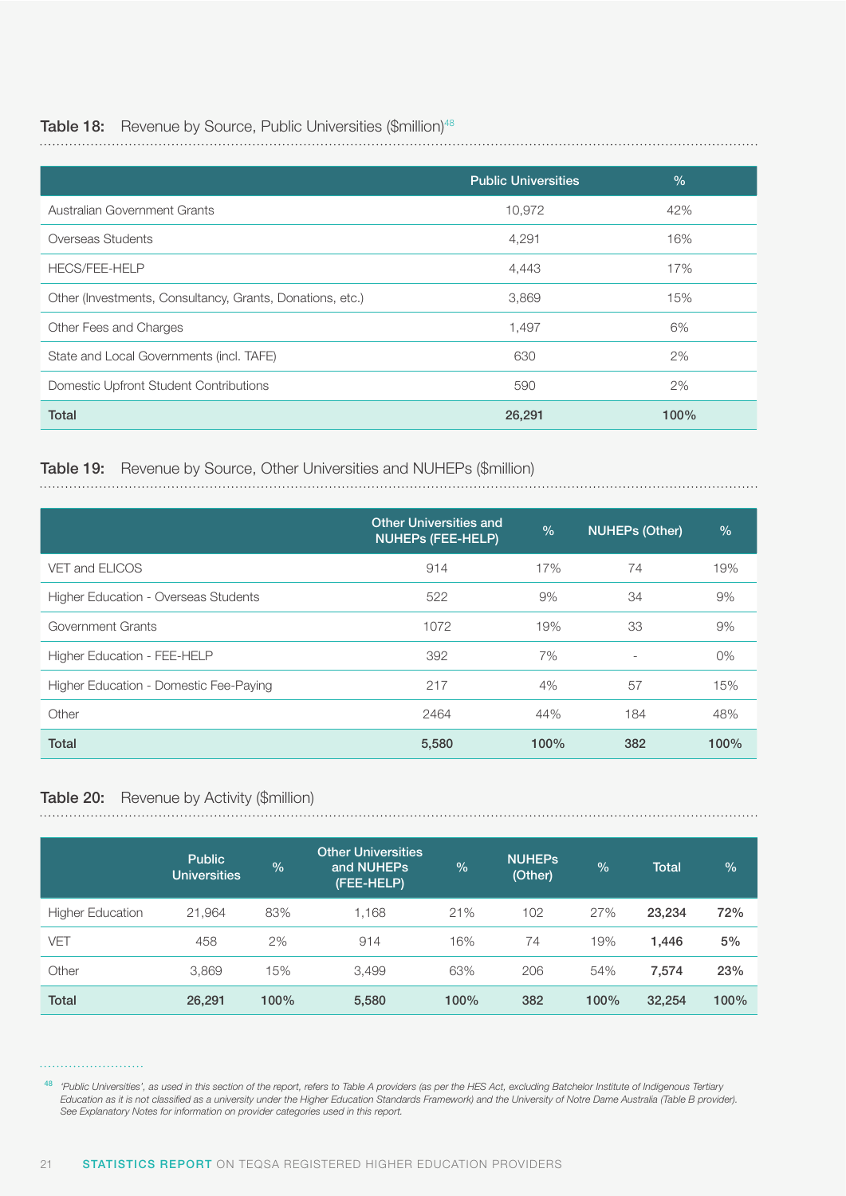**Table 18:** Revenue by Source, Public Universities ($million)[48]

| | Public Universities | % |
|---|---|---|
| Australian Government Grants | 10,972 | 42% |
| Overseas Students | 4,291 | 16% |
| HECS/FEE-HELP | 4,443 | 17% |
| Other (Investments, Consultancy, Grants, Donations, etc.) | 3,869 | 15% |
| Other Fees and Charges | 1,497 | 6% |
| State and Local Governments (incl. TAFE) | 630 | 2% |
| Domestic Upfront Student Contributions | 590 | 2% |
| **Total** | **26,291** | **100%** |

**Table 19:** Revenue by Source, Other Universities and NUHEPs ($million)

| | Other Universities and NUHEPs (FEE-HELP) | % | NUHEPs (Other) | % |
|---|---|---|---|---|
| VET and ELICOS | 914 | 17% | 74 | 19% |
| Higher Education - Overseas Students | 522 | 9% | 34 | 9% |
| Government Grants | 1072 | 19% | 33 | 9% |
| Higher Education - FEE-HELP | 392 | 7% | - | 0% |
| Higher Education - Domestic Fee-Paying | 217 | 4% | 57 | 15% |
| Other | 2464 | 44% | 184 | 48% |
| **Total** | **5,580** | **100%** | **382** | **100%** |

**Table 20:** Revenue by Activity ($million)

| | Public Universities | % | Other Universities and NUHEPs (FEE-HELP) | % | NUHEPs (Other) | % | Total | % |
|---|---|---|---|---|---|---|---|---|
| Higher Education | 21,964 | 83% | 1,168 | 21% | 102 | 27% | **23,234** | **72%** |
| VET | 458 | 2% | 914 | 16% | 74 | 19% | **1,446** | **5%** |
| Other | 3,869 | 15% | 3,499 | 63% | 206 | 54% | **7,574** | **23%** |
| **Total** | **26,291** | **100%** | **5,580** | **100%** | **382** | **100%** | **32,254** | **100%** |

[48] *'Public Universities', as used in this section of the report, refers to Table A providers (as per the HES Act, excluding Batchelor Institute of Indigenous Tertiary Education as it is not classified as a university under the Higher Education Standards Framework) and the University of Notre Dame Australia (Table B provider). See Explanatory Notes for information on provider categories used in this report.*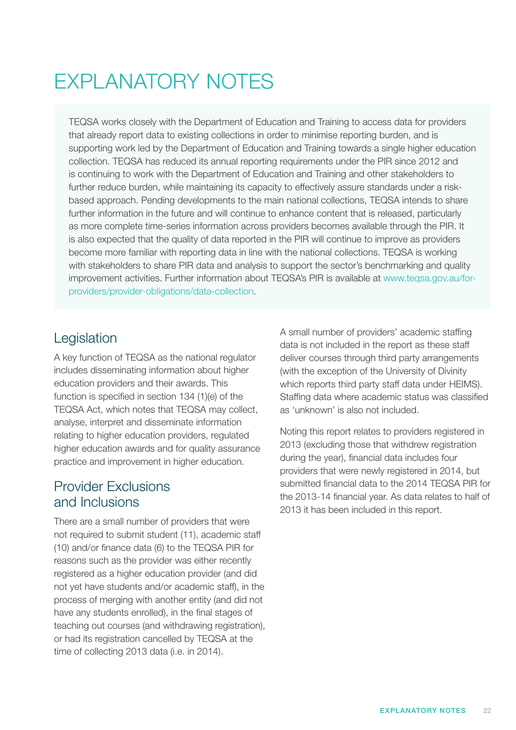# EXPLANATORY NOTES

TEQSA works closely with the Department of Education and Training to access data for providers that already report data to existing collections in order to minimise reporting burden, and is supporting work led by the Department of Education and Training towards a single higher education collection. TEQSA has reduced its annual reporting requirements under the PIR since 2012 and is continuing to work with the Department of Education and Training and other stakeholders to further reduce burden, while maintaining its capacity to effectively assure standards under a risk-based approach. Pending developments to the main national collections, TEQSA intends to share further information in the future and will continue to enhance content that is released, particularly as more complete time-series information across providers becomes available through the PIR. It is also expected that the quality of data reported in the PIR will continue to improve as providers become more familiar with reporting data in line with the national collections. TEQSA is working with stakeholders to share PIR data and analysis to support the sector's benchmarking and quality improvement activities. Further information about TEQSA's PIR is available at www.teqsa.gov.au/for-providers/provider-obligations/data-collection.

## Legislation

A key function of TEQSA as the national regulator includes disseminating information about higher education providers and their awards. This function is specified in section 134 (1)(e) of the TEQSA Act, which notes that TEQSA may collect, analyse, interpret and disseminate information relating to higher education providers, regulated higher education awards and for quality assurance practice and improvement in higher education.

## Provider Exclusions and Inclusions

There are a small number of providers that were not required to submit student (11), academic staff (10) and/or finance data (6) to the TEQSA PIR for reasons such as the provider was either recently registered as a higher education provider (and did not yet have students and/or academic staff), in the process of merging with another entity (and did not have any students enrolled), in the final stages of teaching out courses (and withdrawing registration), or had its registration cancelled by TEQSA at the time of collecting 2013 data (i.e. in 2014).

A small number of providers' academic staffing data is not included in the report as these staff deliver courses through third party arrangements (with the exception of the University of Divinity which reports third party staff data under HEIMS). Staffing data where academic status was classified as 'unknown' is also not included.

Noting this report relates to providers registered in 2013 (excluding those that withdrew registration during the year), financial data includes four providers that were newly registered in 2014, but submitted financial data to the 2014 TEQSA PIR for the 2013-14 financial year. As data relates to half of 2013 it has been included in this report.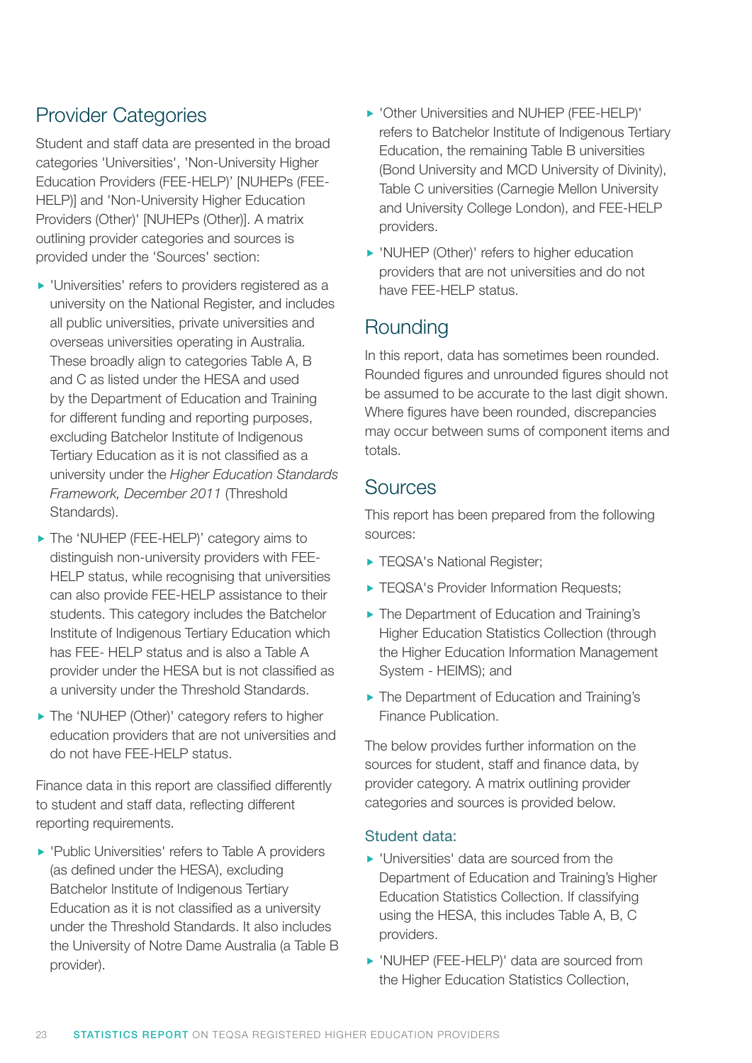## Provider Categories

Student and staff data are presented in the broad categories 'Universities', 'Non-University Higher Education Providers (FEE-HELP)' [NUHEPs (FEE-HELP)] and 'Non-University Higher Education Providers (Other)' [NUHEPs (Other)]. A matrix outlining provider categories and sources is provided under the 'Sources' section:

- 'Universities' refers to providers registered as a university on the National Register, and includes all public universities, private universities and overseas universities operating in Australia. These broadly align to categories Table A, B and C as listed under the HESA and used by the Department of Education and Training for different funding and reporting purposes, excluding Batchelor Institute of Indigenous Tertiary Education as it is not classified as a university under the *Higher Education Standards Framework, December 2011* (Threshold Standards).
- The 'NUHEP (FEE-HELP)' category aims to distinguish non-university providers with FEE-HELP status, while recognising that universities can also provide FEE-HELP assistance to their students. This category includes the Batchelor Institute of Indigenous Tertiary Education which has FEE- HELP status and is also a Table A provider under the HESA but is not classified as a university under the Threshold Standards.
- The 'NUHEP (Other)' category refers to higher education providers that are not universities and do not have FEE-HELP status.

Finance data in this report are classified differently to student and staff data, reflecting different reporting requirements.

- 'Public Universities' refers to Table A providers (as defined under the HESA), excluding Batchelor Institute of Indigenous Tertiary Education as it is not classified as a university under the Threshold Standards. It also includes the University of Notre Dame Australia (a Table B provider).
- 'Other Universities and NUHEP (FEE-HELP)' refers to Batchelor Institute of Indigenous Tertiary Education, the remaining Table B universities (Bond University and MCD University of Divinity), Table C universities (Carnegie Mellon University and University College London), and FEE-HELP providers.
- 'NUHEP (Other)' refers to higher education providers that are not universities and do not have FEE-HELP status.

## Rounding

In this report, data has sometimes been rounded. Rounded figures and unrounded figures should not be assumed to be accurate to the last digit shown. Where figures have been rounded, discrepancies may occur between sums of component items and totals.

## Sources

This report has been prepared from the following sources:

- TEQSA's National Register;
- TEQSA's Provider Information Requests;
- The Department of Education and Training's Higher Education Statistics Collection (through the Higher Education Information Management System - HEIMS); and
- The Department of Education and Training's Finance Publication.

The below provides further information on the sources for student, staff and finance data, by provider category. A matrix outlining provider categories and sources is provided below.

### Student data:

- 'Universities' data are sourced from the Department of Education and Training's Higher Education Statistics Collection. If classifying using the HESA, this includes Table A, B, C providers.
- 'NUHEP (FEE-HELP)' data are sourced from the Higher Education Statistics Collection,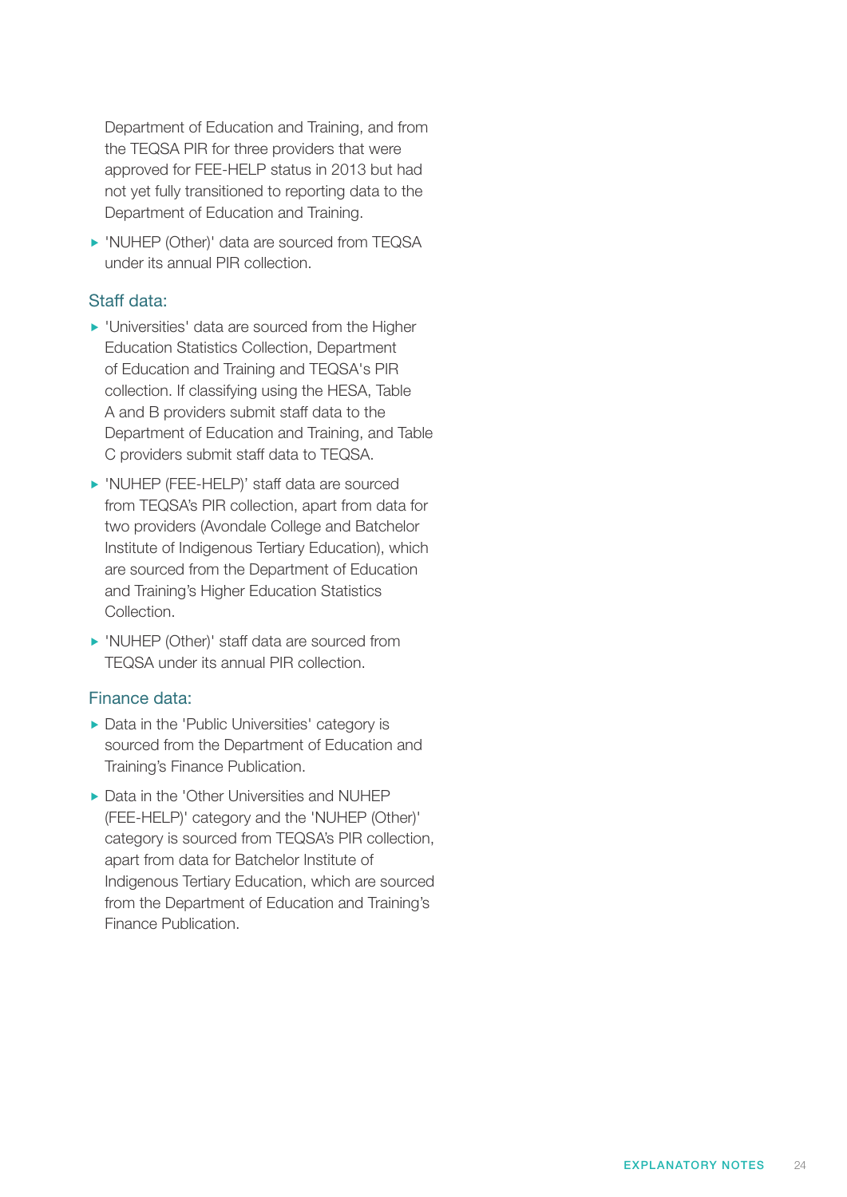Department of Education and Training, and from the TEQSA PIR for three providers that were approved for FEE-HELP status in 2013 but had not yet fully transitioned to reporting data to the Department of Education and Training.

- 'NUHEP (Other)' data are sourced from TEQSA under its annual PIR collection.

### Staff data:

- 'Universities' data are sourced from the Higher Education Statistics Collection, Department of Education and Training and TEQSA's PIR collection. If classifying using the HESA, Table A and B providers submit staff data to the Department of Education and Training, and Table C providers submit staff data to TEQSA.
- 'NUHEP (FEE-HELP)' staff data are sourced from TEQSA's PIR collection, apart from data for two providers (Avondale College and Batchelor Institute of Indigenous Tertiary Education), which are sourced from the Department of Education and Training's Higher Education Statistics Collection.
- 'NUHEP (Other)' staff data are sourced from TEQSA under its annual PIR collection.

### Finance data:

- Data in the 'Public Universities' category is sourced from the Department of Education and Training's Finance Publication.
- Data in the 'Other Universities and NUHEP (FEE-HELP)' category and the 'NUHEP (Other)' category is sourced from TEQSA's PIR collection, apart from data for Batchelor Institute of Indigenous Tertiary Education, which are sourced from the Department of Education and Training's Finance Publication.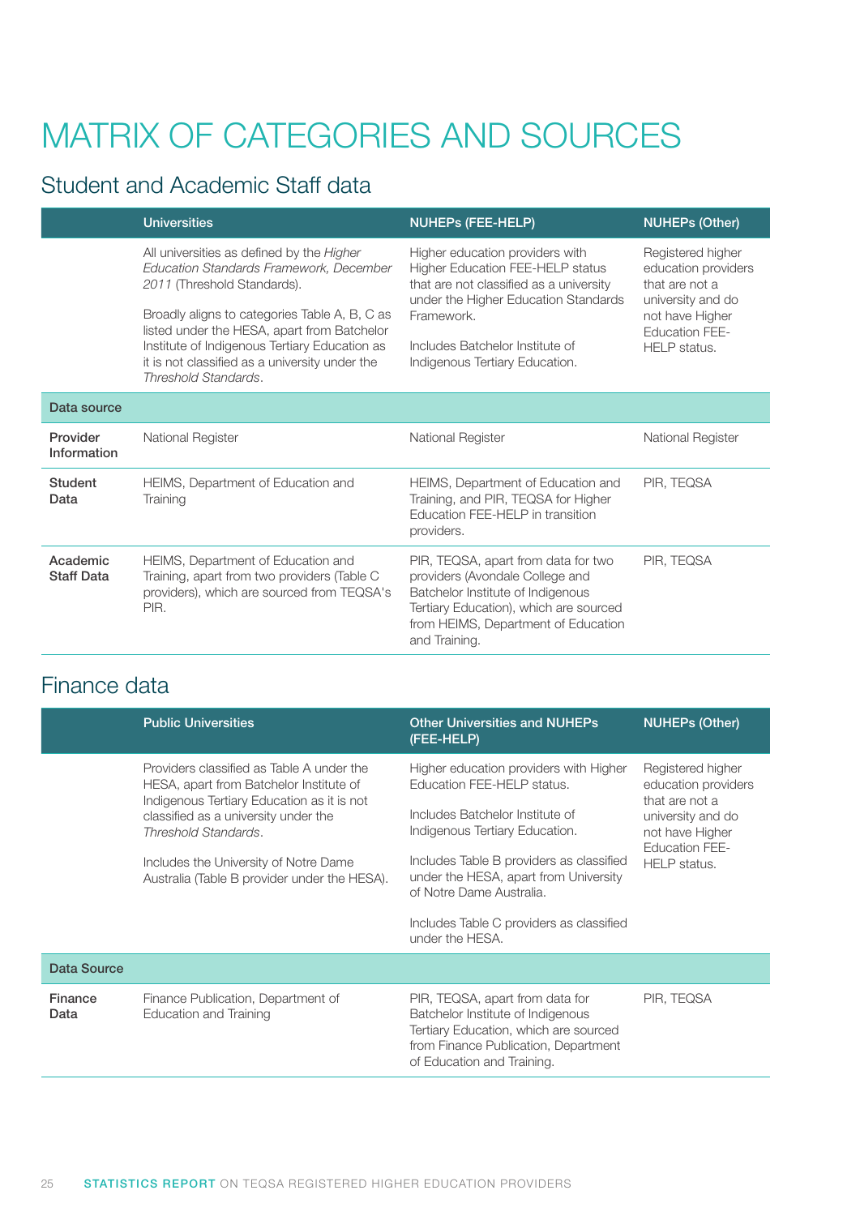# MATRIX OF CATEGORIES AND SOURCES

## Student and Academic Staff data

| | Universities | NUHEPs (FEE-HELP) | NUHEPs (Other) |
|---|---|---|---|
| | All universities as defined by the *Higher Education Standards Framework, December 2011* (Threshold Standards).<br><br>Broadly aligns to categories Table A, B, C as listed under the HESA, apart from Batchelor Institute of Indigenous Tertiary Education as it is not classified as a university under the *Threshold Standards*. | Higher education providers with Higher Education FEE-HELP status that are not classified as a university under the Higher Education Standards Framework.<br><br>Includes Batchelor Institute of Indigenous Tertiary Education. | Registered higher education providers that are not a university and do not have Higher Education FEE-HELP status. |
| **Data source** | | | |
| **Provider Information** | National Register | National Register | National Register |
| **Student Data** | HEIMS, Department of Education and Training | HEIMS, Department of Education and Training, and PIR, TEQSA for Higher Education FEE-HELP in transition providers. | PIR, TEQSA |
| **Academic Staff Data** | HEIMS, Department of Education and Training, apart from two providers (Table C providers), which are sourced from TEQSA's PIR. | PIR, TEQSA, apart from data for two providers (Avondale College and Batchelor Institute of Indigenous Tertiary Education), which are sourced from HEIMS, Department of Education and Training. | PIR, TEQSA |

## Finance data

| | Public Universities | Other Universities and NUHEPs (FEE-HELP) | NUHEPs (Other) |
|---|---|---|---|
| | Providers classified as Table A under the HESA, apart from Batchelor Institute of Indigenous Tertiary Education as it is not classified as a university under the *Threshold Standards*.<br><br>Includes the University of Notre Dame Australia (Table B provider under the HESA). | Higher education providers with Higher Education FEE-HELP status.<br><br>Includes Batchelor Institute of Indigenous Tertiary Education.<br><br>Includes Table B providers as classified under the HESA, apart from University of Notre Dame Australia.<br><br>Includes Table C providers as classified under the HESA. | Registered higher education providers that are not a university and do not have Higher Education FEE-HELP status. |
| **Data Source** | | | |
| **Finance Data** | Finance Publication, Department of Education and Training | PIR, TEQSA, apart from data for Batchelor Institute of Indigenous Tertiary Education, which are sourced from Finance Publication, Department of Education and Training. | PIR, TEQSA |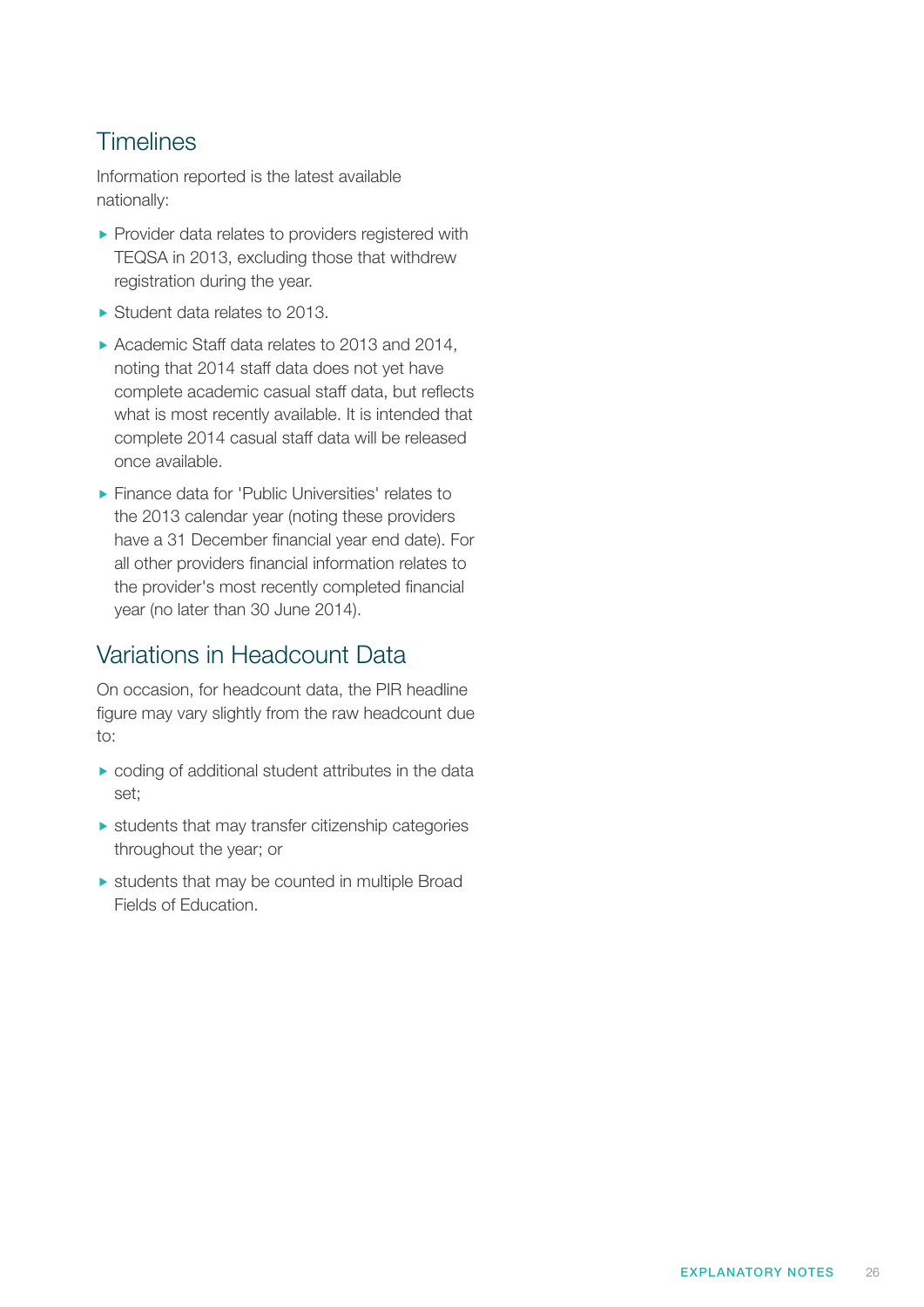## Timelines

Information reported is the latest available nationally:

- Provider data relates to providers registered with TEQSA in 2013, excluding those that withdrew registration during the year.
- Student data relates to 2013.
- Academic Staff data relates to 2013 and 2014, noting that 2014 staff data does not yet have complete academic casual staff data, but reflects what is most recently available. It is intended that complete 2014 casual staff data will be released once available.
- Finance data for 'Public Universities' relates to the 2013 calendar year (noting these providers have a 31 December financial year end date). For all other providers financial information relates to the provider's most recently completed financial year (no later than 30 June 2014).

## Variations in Headcount Data

On occasion, for headcount data, the PIR headline figure may vary slightly from the raw headcount due to:

- coding of additional student attributes in the data set;
- students that may transfer citizenship categories throughout the year; or
- students that may be counted in multiple Broad Fields of Education.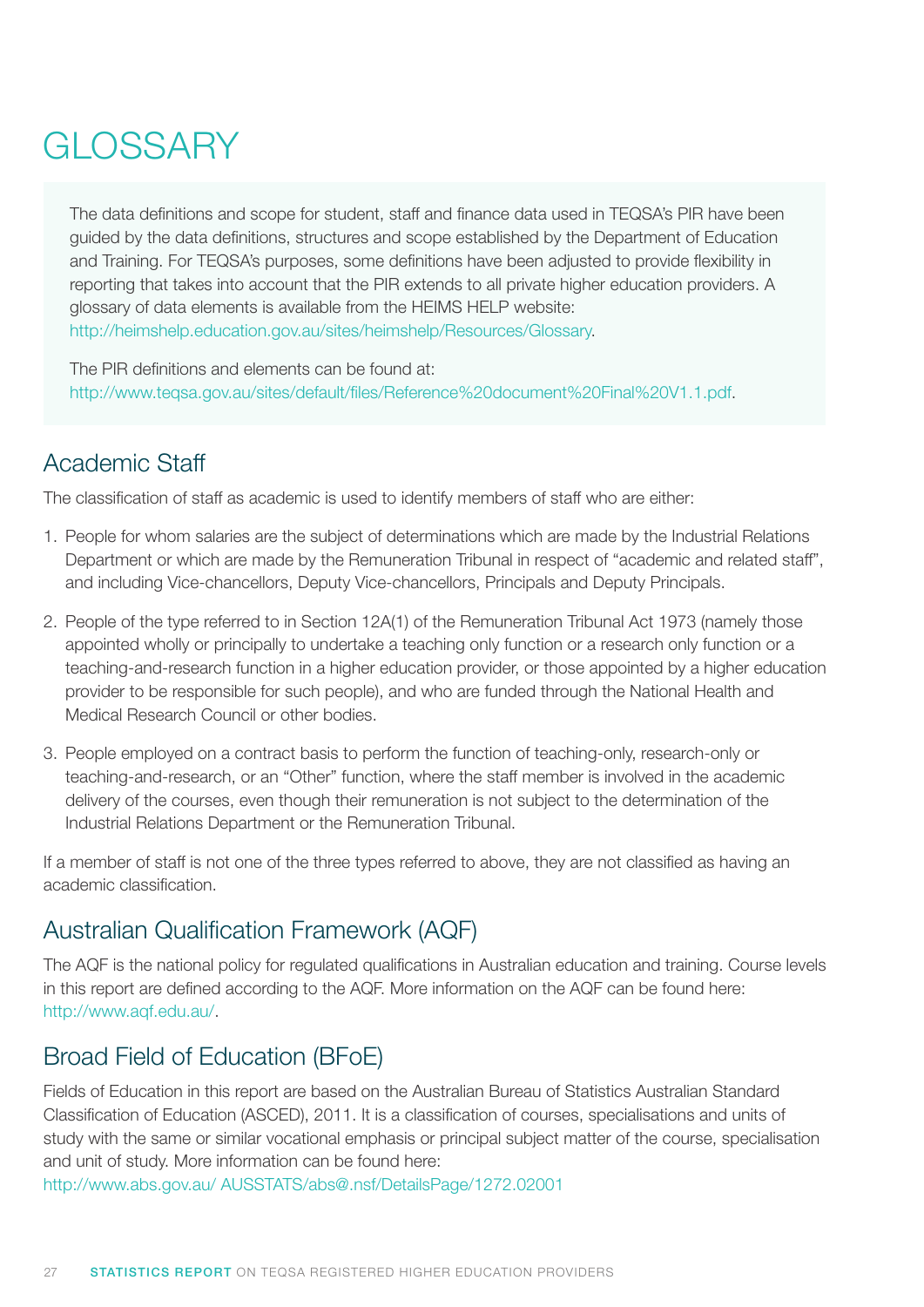# GLOSSARY

The data definitions and scope for student, staff and finance data used in TEQSA's PIR have been guided by the data definitions, structures and scope established by the Department of Education and Training. For TEQSA's purposes, some definitions have been adjusted to provide flexibility in reporting that takes into account that the PIR extends to all private higher education providers. A glossary of data elements is available from the HEIMS HELP website: http://heimshelp.education.gov.au/sites/heimshelp/Resources/Glossary.

The PIR definitions and elements can be found at: http://www.teqsa.gov.au/sites/default/files/Reference%20document%20Final%20V1.1.pdf.

## Academic Staff

The classification of staff as academic is used to identify members of staff who are either:

1. People for whom salaries are the subject of determinations which are made by the Industrial Relations Department or which are made by the Remuneration Tribunal in respect of "academic and related staff", and including Vice-chancellors, Deputy Vice-chancellors, Principals and Deputy Principals.

2. People of the type referred to in Section 12A(1) of the Remuneration Tribunal Act 1973 (namely those appointed wholly or principally to undertake a teaching only function or a research only function or a teaching-and-research function in a higher education provider, or those appointed by a higher education provider to be responsible for such people), and who are funded through the National Health and Medical Research Council or other bodies.

3. People employed on a contract basis to perform the function of teaching-only, research-only or teaching-and-research, or an "Other" function, where the staff member is involved in the academic delivery of the courses, even though their remuneration is not subject to the determination of the Industrial Relations Department or the Remuneration Tribunal.

If a member of staff is not one of the three types referred to above, they are not classified as having an academic classification.

## Australian Qualification Framework (AQF)

The AQF is the national policy for regulated qualifications in Australian education and training. Course levels in this report are defined according to the AQF. More information on the AQF can be found here: http://www.aqf.edu.au/.

## Broad Field of Education (BFoE)

Fields of Education in this report are based on the Australian Bureau of Statistics Australian Standard Classification of Education (ASCED), 2011. It is a classification of courses, specialisations and units of study with the same or similar vocational emphasis or principal subject matter of the course, specialisation and unit of study. More information can be found here: http://www.abs.gov.au/ AUSSTATS/abs@.nsf/DetailsPage/1272.02001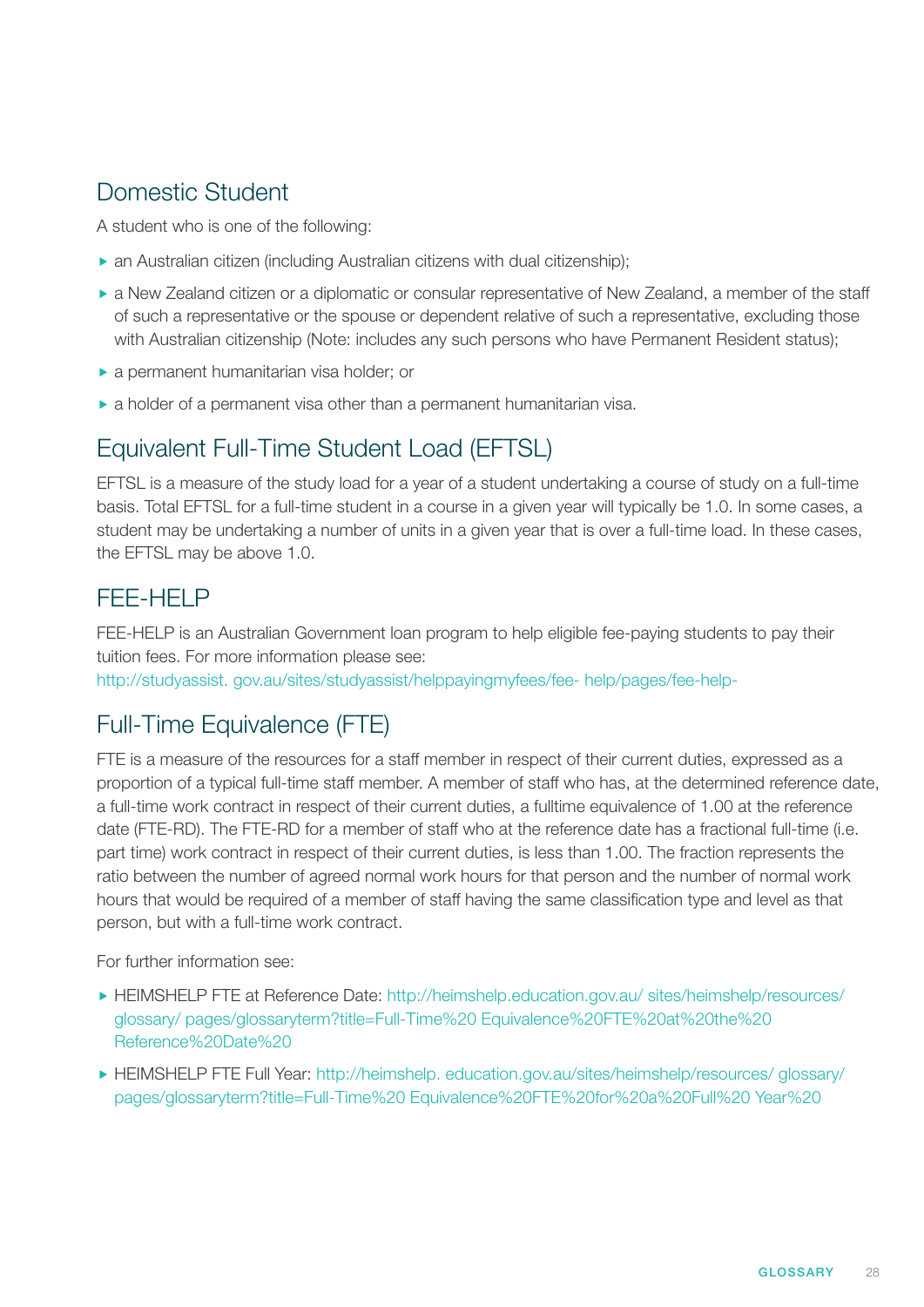## Domestic Student

A student who is one of the following:

- an Australian citizen (including Australian citizens with dual citizenship);
- a New Zealand citizen or a diplomatic or consular representative of New Zealand, a member of the staff of such a representative or the spouse or dependent relative of such a representative, excluding those with Australian citizenship (Note: includes any such persons who have Permanent Resident status);
- a permanent humanitarian visa holder; or
- a holder of a permanent visa other than a permanent humanitarian visa.

## Equivalent Full-Time Student Load (EFTSL)

EFTSL is a measure of the study load for a year of a student undertaking a course of study on a full-time basis. Total EFTSL for a full-time student in a course in a given year will typically be 1.0. In some cases, a student may be undertaking a number of units in a given year that is over a full-time load. In these cases, the EFTSL may be above 1.0.

## FEE-HELP

FEE-HELP is an Australian Government loan program to help eligible fee-paying students to pay their tuition fees. For more information please see:
http://studyassist. gov.au/sites/studyassist/helppayingmyfees/fee- help/pages/fee-help-

## Full-Time Equivalence (FTE)

FTE is a measure of the resources for a staff member in respect of their current duties, expressed as a proportion of a typical full-time staff member. A member of staff who has, at the determined reference date, a full-time work contract in respect of their current duties, a fulltime equivalence of 1.00 at the reference date (FTE-RD). The FTE-RD for a member of staff who at the reference date has a fractional full-time (i.e. part time) work contract in respect of their current duties, is less than 1.00. The fraction represents the ratio between the number of agreed normal work hours for that person and the number of normal work hours that would be required of a member of staff having the same classification type and level as that person, but with a full-time work contract.

For further information see:

- HEIMSHELP FTE at Reference Date: http://heimshelp.education.gov.au/ sites/heimshelp/resources/ glossary/ pages/glossaryterm?title=Full-Time%20 Equivalence%20FTE%20at%20the%20 Reference%20Date%20
- HEIMSHELP FTE Full Year: http://heimshelp. education.gov.au/sites/heimshelp/resources/ glossary/ pages/glossaryterm?title=Full-Time%20 Equivalence%20FTE%20for%20a%20Full%20 Year%20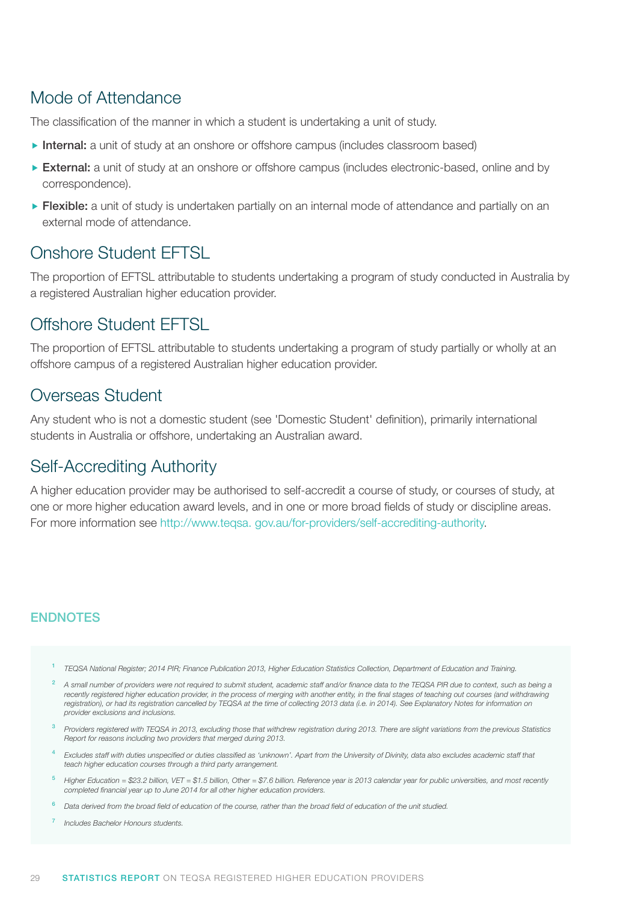## Mode of Attendance

The classification of the manner in which a student is undertaking a unit of study.

- **Internal:** a unit of study at an onshore or offshore campus (includes classroom based)
- **External:** a unit of study at an onshore or offshore campus (includes electronic-based, online and by correspondence).
- **Flexible:** a unit of study is undertaken partially on an internal mode of attendance and partially on an external mode of attendance.

## Onshore Student EFTSL

The proportion of EFTSL attributable to students undertaking a program of study conducted in Australia by a registered Australian higher education provider.

## Offshore Student EFTSL

The proportion of EFTSL attributable to students undertaking a program of study partially or wholly at an offshore campus of a registered Australian higher education provider.

## Overseas Student

Any student who is not a domestic student (see 'Domestic Student' definition), primarily international students in Australia or offshore, undertaking an Australian award.

## Self-Accrediting Authority

A higher education provider may be authorised to self-accredit a course of study, or courses of study, at one or more higher education award levels, and in one or more broad fields of study or discipline areas. For more information see http://www.teqsa. gov.au/for-providers/self-accrediting-authority.

## ENDNOTES

1. *TEQSA National Register; 2014 PIR; Finance Publication 2013, Higher Education Statistics Collection, Department of Education and Training.*
2. *A small number of providers were not required to submit student, academic staff and/or finance data to the TEQSA PIR due to context, such as being a recently registered higher education provider, in the process of merging with another entity, in the final stages of teaching out courses (and withdrawing registration), or had its registration cancelled by TEQSA at the time of collecting 2013 data (i.e. in 2014). See Explanatory Notes for information on provider exclusions and inclusions.*
3. *Providers registered with TEQSA in 2013, excluding those that withdrew registration during 2013. There are slight variations from the previous Statistics Report for reasons including two providers that merged during 2013.*
4. *Excludes staff with duties unspecified or duties classified as 'unknown'. Apart from the University of Divinity, data also excludes academic staff that teach higher education courses through a third party arrangement.*
5. *Higher Education = $23.2 billion, VET = $1.5 billion, Other = $7.6 billion. Reference year is 2013 calendar year for public universities, and most recently completed financial year up to June 2014 for all other higher education providers.*
6. *Data derived from the broad field of education of the course, rather than the broad field of education of the unit studied.*
7. *Includes Bachelor Honours students.*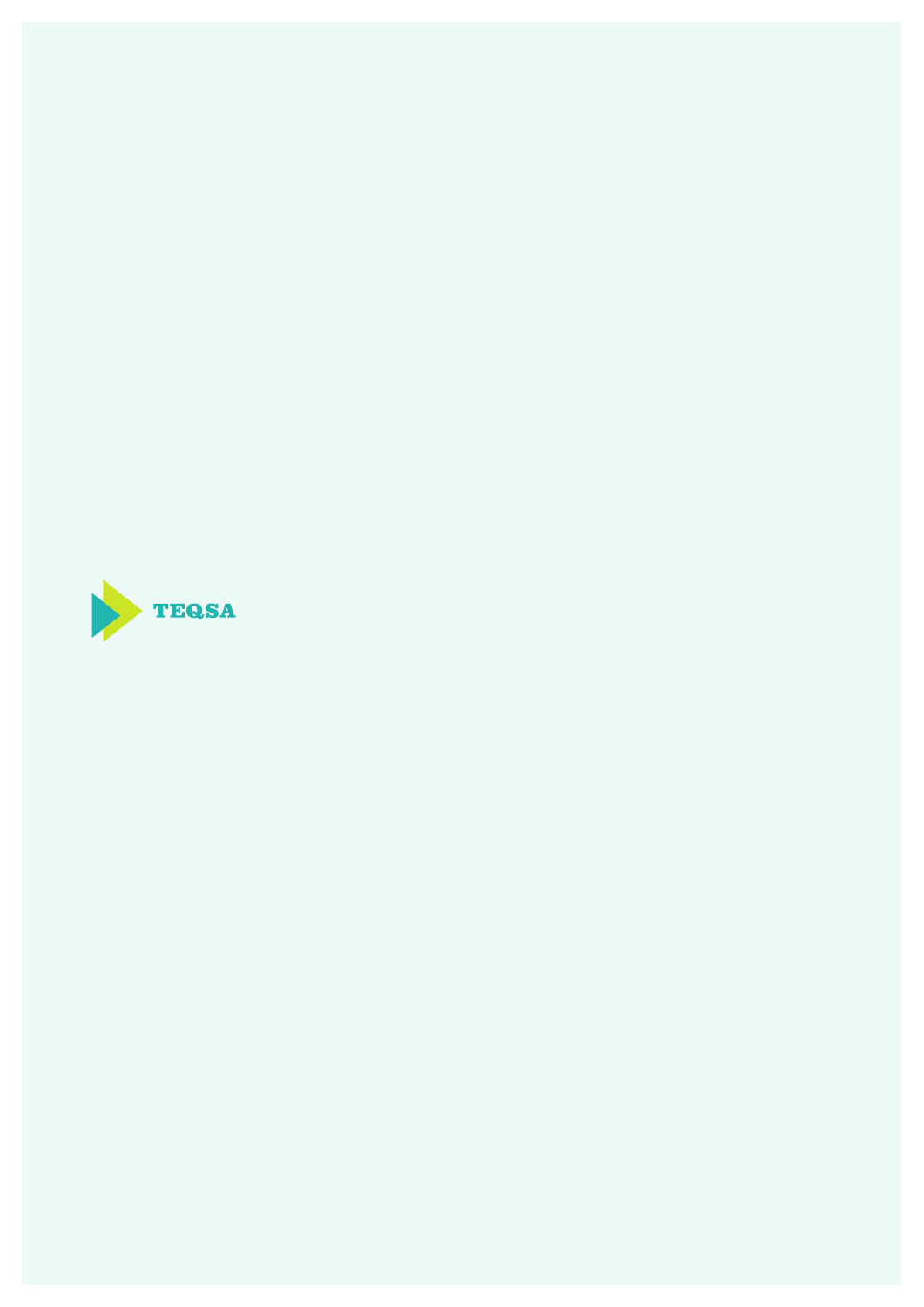TEQSA